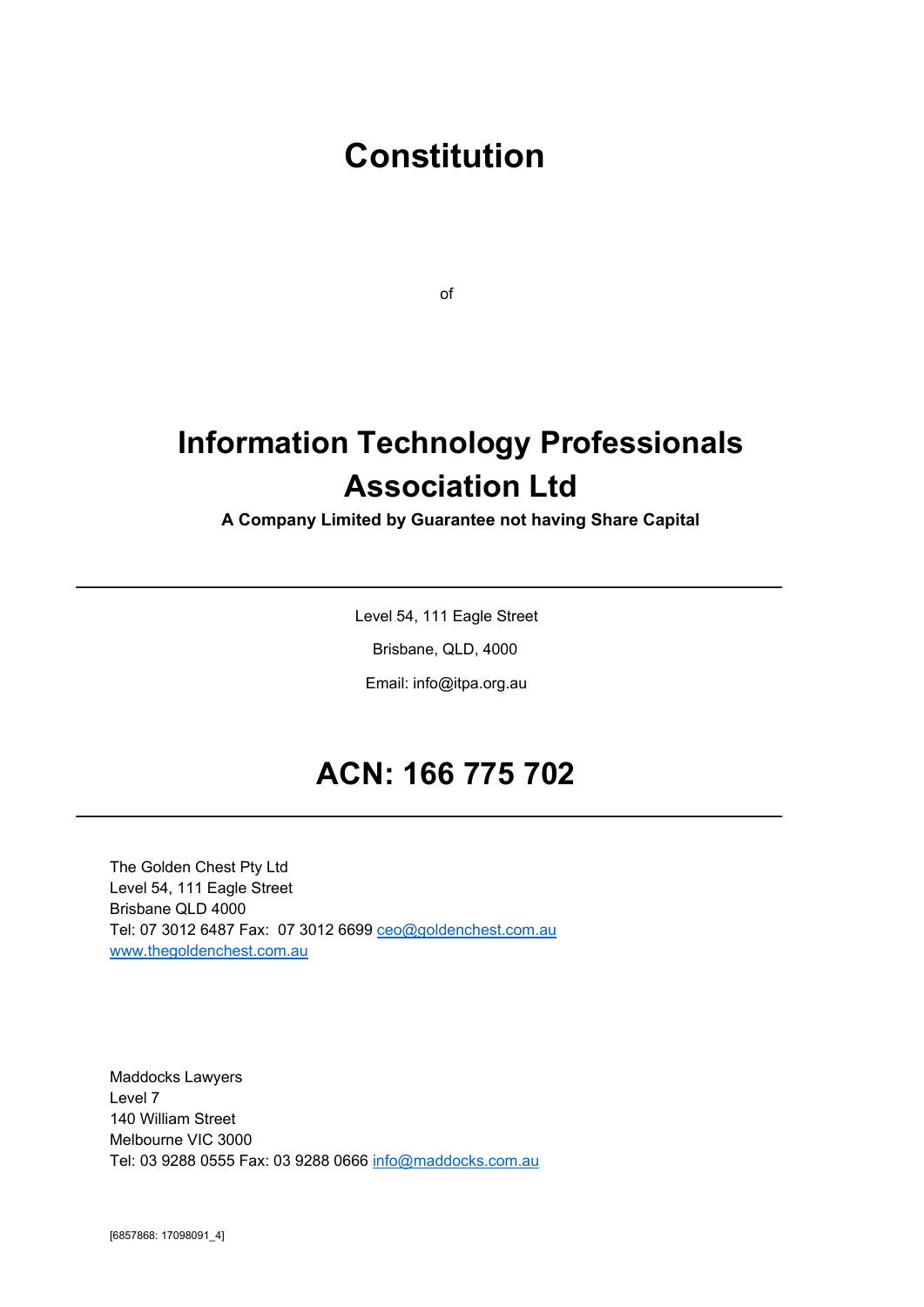# Constitution

of

# Information Technology Professionals Association Ltd

**A Company Limited by Guarantee not having Share Capital**

---

Level 54, 111 Eagle Street

Brisbane, QLD, 4000

Email: info@itpa.org.au

# ACN: 166 775 702

---

The Golden Chest Pty Ltd
Level 54, 111 Eagle Street
Brisbane QLD 4000
Tel: 07 3012 6487 Fax: 07 3012 6699 ceo@goldenchest.com.au
www.thegoldenchest.com.au

Maddocks Lawyers
Level 7
140 William Street
Melbourne VIC 3000
Tel: 03 9288 0555 Fax: 03 9288 0666 info@maddocks.com.au

[6857868: 17098091_4]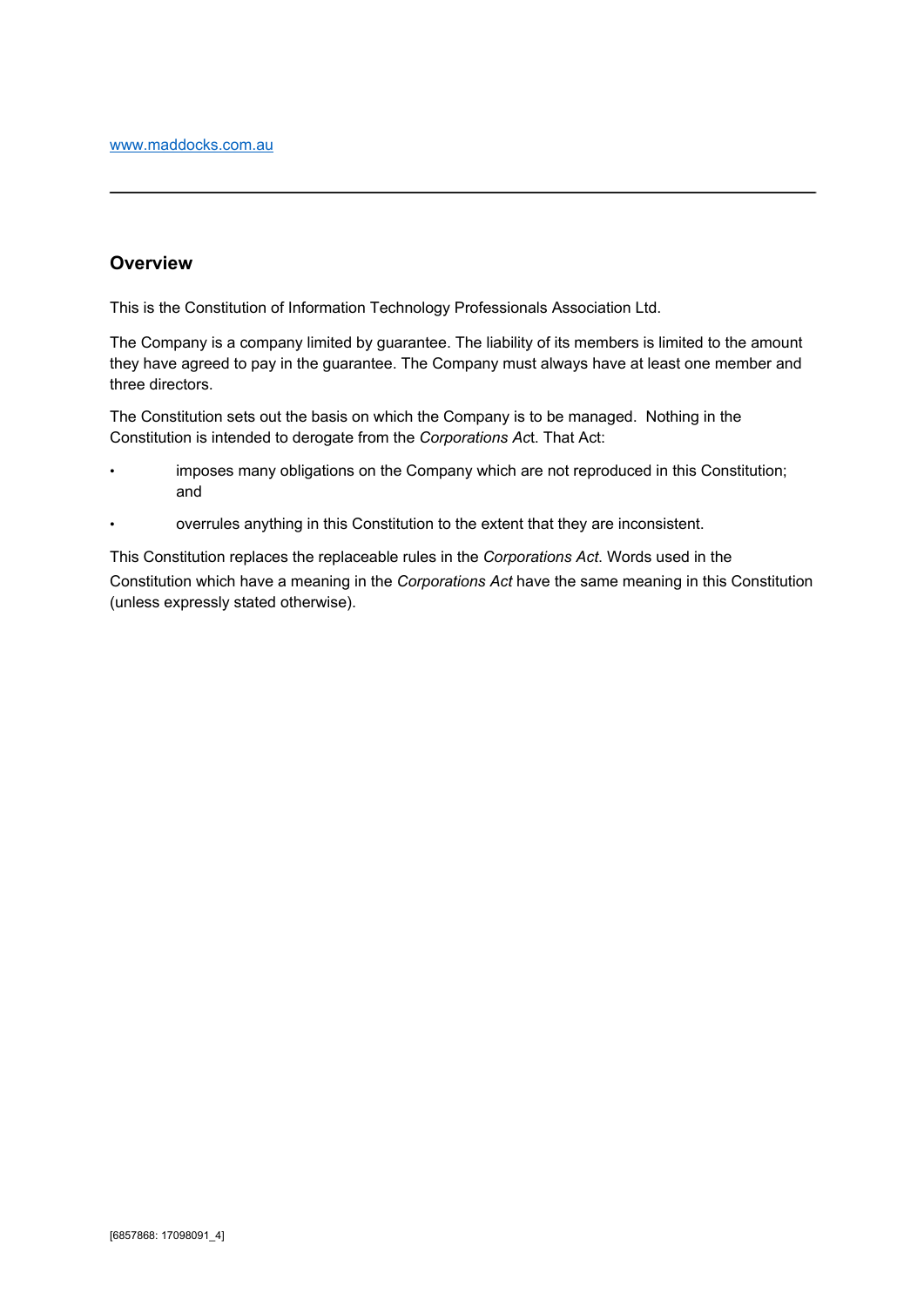www.maddocks.com.au

## Overview

This is the Constitution of Information Technology Professionals Association Ltd.

The Company is a company limited by guarantee. The liability of its members is limited to the amount they have agreed to pay in the guarantee. The Company must always have at least one member and three directors.

The Constitution sets out the basis on which the Company is to be managed. Nothing in the Constitution is intended to derogate from the *Corporations Act*. That Act:

- imposes many obligations on the Company which are not reproduced in this Constitution; and
- overrules anything in this Constitution to the extent that they are inconsistent.

This Constitution replaces the replaceable rules in the *Corporations Act*. Words used in the Constitution which have a meaning in the *Corporations Act* have the same meaning in this Constitution (unless expressly stated otherwise).

[6857868: 17098091_4]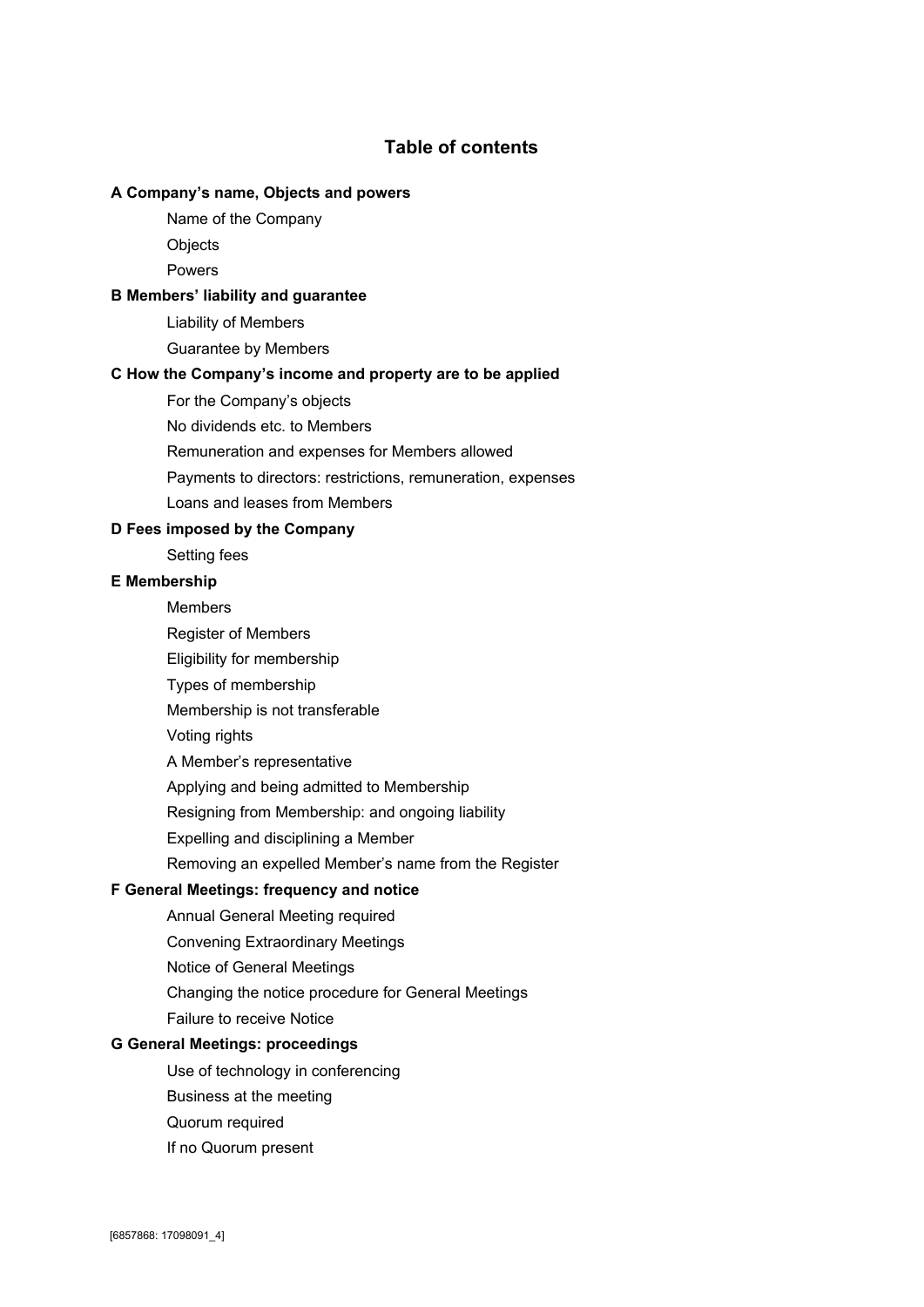## Table of contents

**A Company's name, Objects and powers**

- Name of the Company
- Objects
- Powers

**B Members' liability and guarantee**

- Liability of Members
- Guarantee by Members

**C How the Company's income and property are to be applied**

- For the Company's objects
- No dividends etc. to Members
- Remuneration and expenses for Members allowed
- Payments to directors: restrictions, remuneration, expenses
- Loans and leases from Members

**D Fees imposed by the Company**

- Setting fees

**E Membership**

- Members
- Register of Members
- Eligibility for membership
- Types of membership
- Membership is not transferable
- Voting rights
- A Member's representative
- Applying and being admitted to Membership
- Resigning from Membership: and ongoing liability
- Expelling and disciplining a Member
- Removing an expelled Member's name from the Register

**F General Meetings: frequency and notice**

- Annual General Meeting required
- Convening Extraordinary Meetings
- Notice of General Meetings
- Changing the notice procedure for General Meetings
- Failure to receive Notice

**G General Meetings: proceedings**

- Use of technology in conferencing
- Business at the meeting
- Quorum required
- If no Quorum present

[6857868: 17098091_4]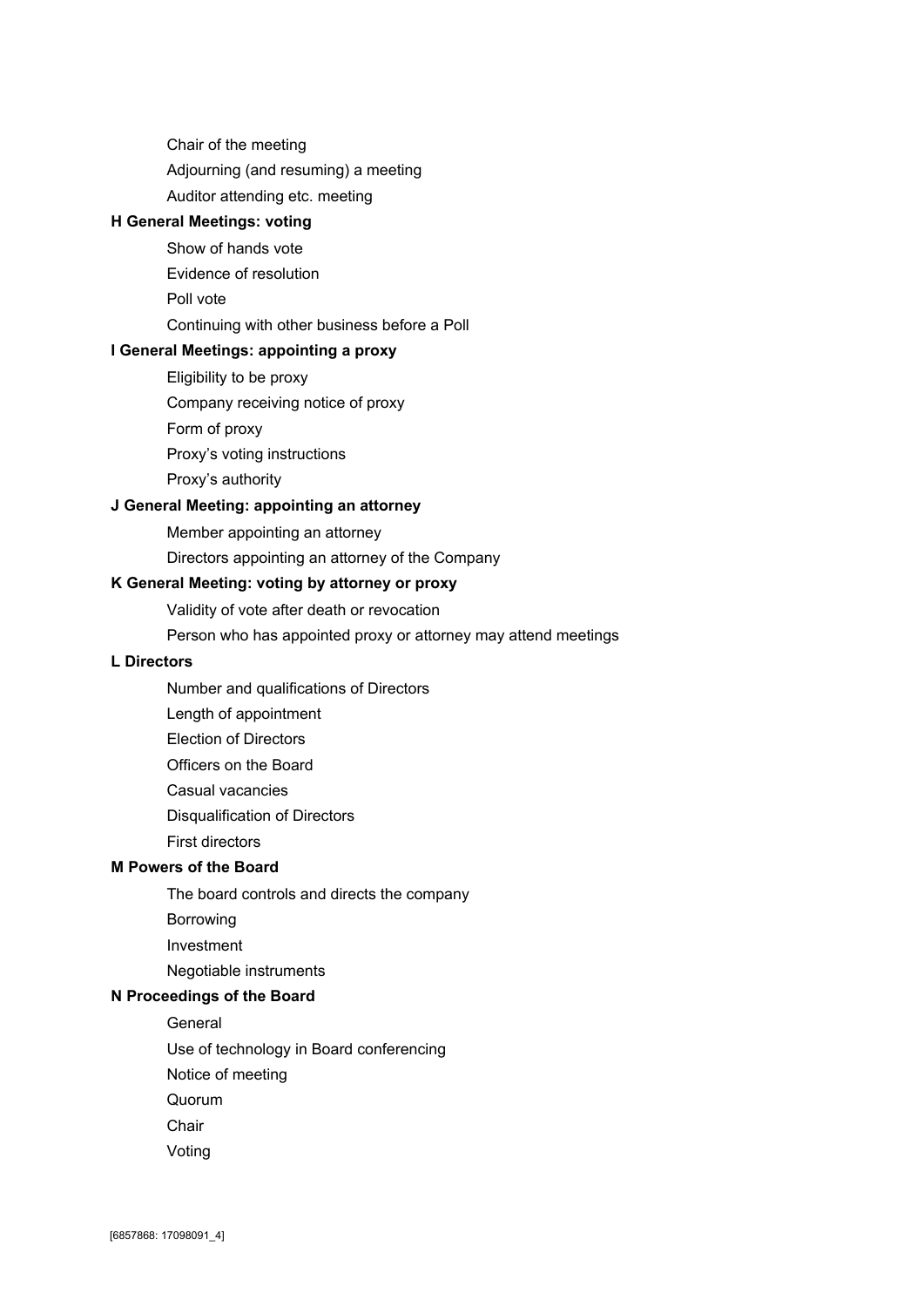Chair of the meeting

Adjourning (and resuming) a meeting

Auditor attending etc. meeting

**H General Meetings: voting**

Show of hands vote

Evidence of resolution

Poll vote

Continuing with other business before a Poll

**I General Meetings: appointing a proxy**

Eligibility to be proxy

Company receiving notice of proxy

Form of proxy

Proxy's voting instructions

Proxy's authority

**J General Meeting: appointing an attorney**

Member appointing an attorney

Directors appointing an attorney of the Company

**K General Meeting: voting by attorney or proxy**

Validity of vote after death or revocation

Person who has appointed proxy or attorney may attend meetings

**L Directors**

Number and qualifications of Directors

Length of appointment

Election of Directors

Officers on the Board

Casual vacancies

Disqualification of Directors

First directors

**M Powers of the Board**

The board controls and directs the company

Borrowing

Investment

Negotiable instruments

**N Proceedings of the Board**

General

Use of technology in Board conferencing

Notice of meeting

Quorum

Chair

Voting

[6857868: 17098091_4]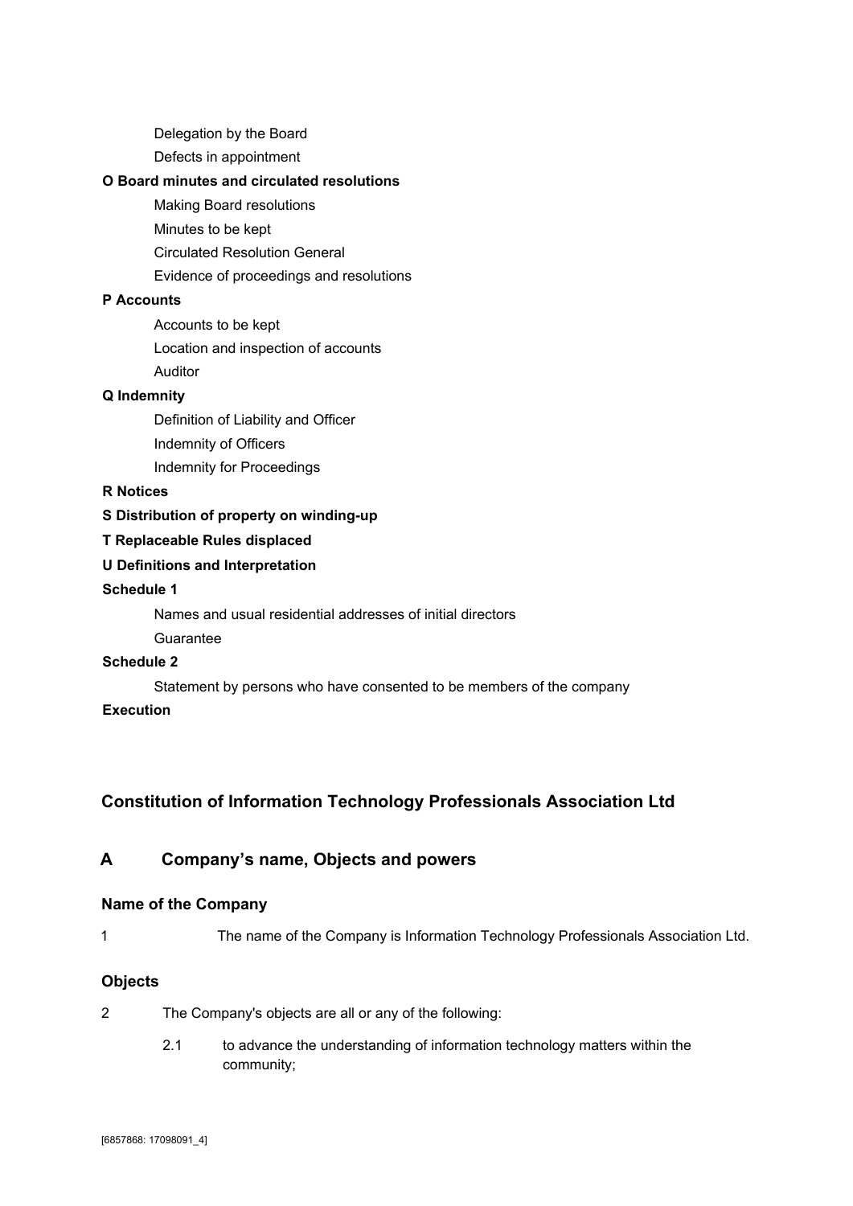Delegation by the Board

Defects in appointment

**O Board minutes and circulated resolutions**

Making Board resolutions

Minutes to be kept

Circulated Resolution General

Evidence of proceedings and resolutions

**P Accounts**

Accounts to be kept

Location and inspection of accounts

Auditor

**Q Indemnity**

Definition of Liability and Officer

Indemnity of Officers

Indemnity for Proceedings

**R Notices**

**S Distribution of property on winding-up**

**T Replaceable Rules displaced**

**U Definitions and Interpretation**

**Schedule 1**

Names and usual residential addresses of initial directors

Guarantee

**Schedule 2**

Statement by persons who have consented to be members of the company

**Execution**

# Constitution of Information Technology Professionals Association Ltd

## A Company's name, Objects and powers

### Name of the Company

1 The name of the Company is Information Technology Professionals Association Ltd.

### Objects

2 The Company's objects are all or any of the following:

2.1 to advance the understanding of information technology matters within the community;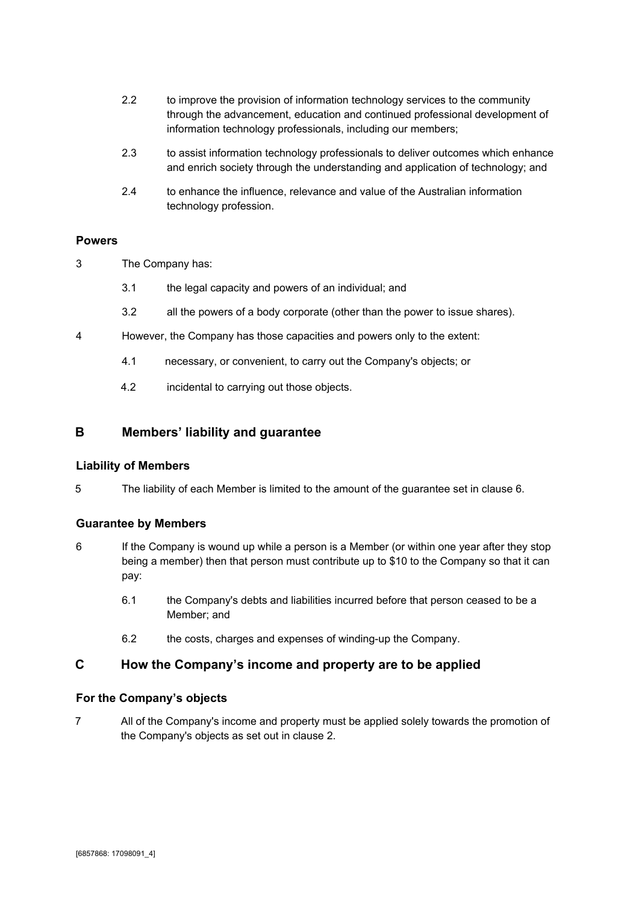2.2 to improve the provision of information technology services to the community through the advancement, education and continued professional development of information technology professionals, including our members;

2.3 to assist information technology professionals to deliver outcomes which enhance and enrich society through the understanding and application of technology; and

2.4 to enhance the influence, relevance and value of the Australian information technology profession.

### Powers

3 The Company has:

3.1 the legal capacity and powers of an individual; and

3.2 all the powers of a body corporate (other than the power to issue shares).

4 However, the Company has those capacities and powers only to the extent:

4.1 necessary, or convenient, to carry out the Company's objects; or

4.2 incidental to carrying out those objects.

## B Members' liability and guarantee

### Liability of Members

5 The liability of each Member is limited to the amount of the guarantee set in clause 6.

### Guarantee by Members

6 If the Company is wound up while a person is a Member (or within one year after they stop being a member) then that person must contribute up to $10 to the Company so that it can pay:

6.1 the Company's debts and liabilities incurred before that person ceased to be a Member; and

6.2 the costs, charges and expenses of winding-up the Company.

## C How the Company's income and property are to be applied

### For the Company's objects

7 All of the Company's income and property must be applied solely towards the promotion of the Company's objects as set out in clause 2.

[6857868: 17098091_4]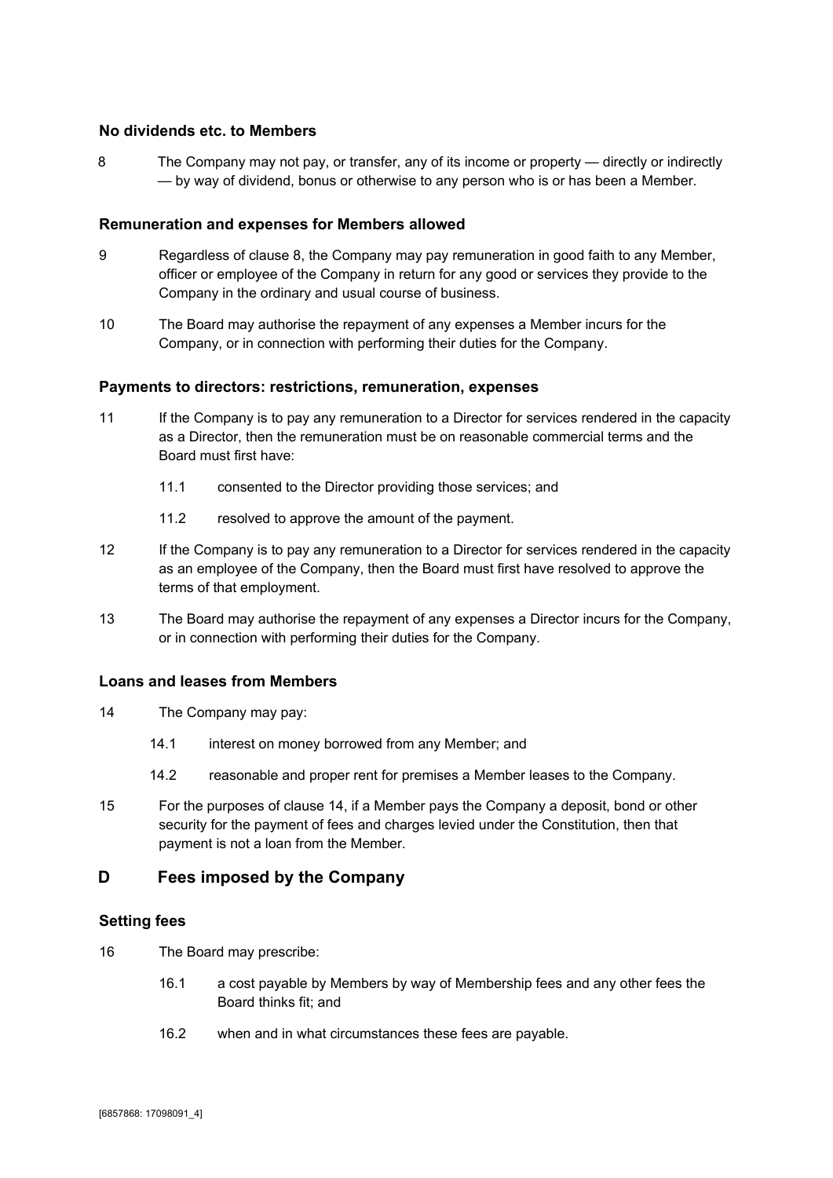### No dividends etc. to Members

8 The Company may not pay, or transfer, any of its income or property — directly or indirectly — by way of dividend, bonus or otherwise to any person who is or has been a Member.

### Remuneration and expenses for Members allowed

9 Regardless of clause 8, the Company may pay remuneration in good faith to any Member, officer or employee of the Company in return for any good or services they provide to the Company in the ordinary and usual course of business.

10 The Board may authorise the repayment of any expenses a Member incurs for the Company, or in connection with performing their duties for the Company.

### Payments to directors: restrictions, remuneration, expenses

11 If the Company is to pay any remuneration to a Director for services rendered in the capacity as a Director, then the remuneration must be on reasonable commercial terms and the Board must first have:

- 11.1 consented to the Director providing those services; and
- 11.2 resolved to approve the amount of the payment.

12 If the Company is to pay any remuneration to a Director for services rendered in the capacity as an employee of the Company, then the Board must first have resolved to approve the terms of that employment.

13 The Board may authorise the repayment of any expenses a Director incurs for the Company, or in connection with performing their duties for the Company.

### Loans and leases from Members

14 The Company may pay:

- 14.1 interest on money borrowed from any Member; and
- 14.2 reasonable and proper rent for premises a Member leases to the Company.

15 For the purposes of clause 14, if a Member pays the Company a deposit, bond or other security for the payment of fees and charges levied under the Constitution, then that payment is not a loan from the Member.

## D Fees imposed by the Company

### Setting fees

16 The Board may prescribe:

- 16.1 a cost payable by Members by way of Membership fees and any other fees the Board thinks fit; and
- 16.2 when and in what circumstances these fees are payable.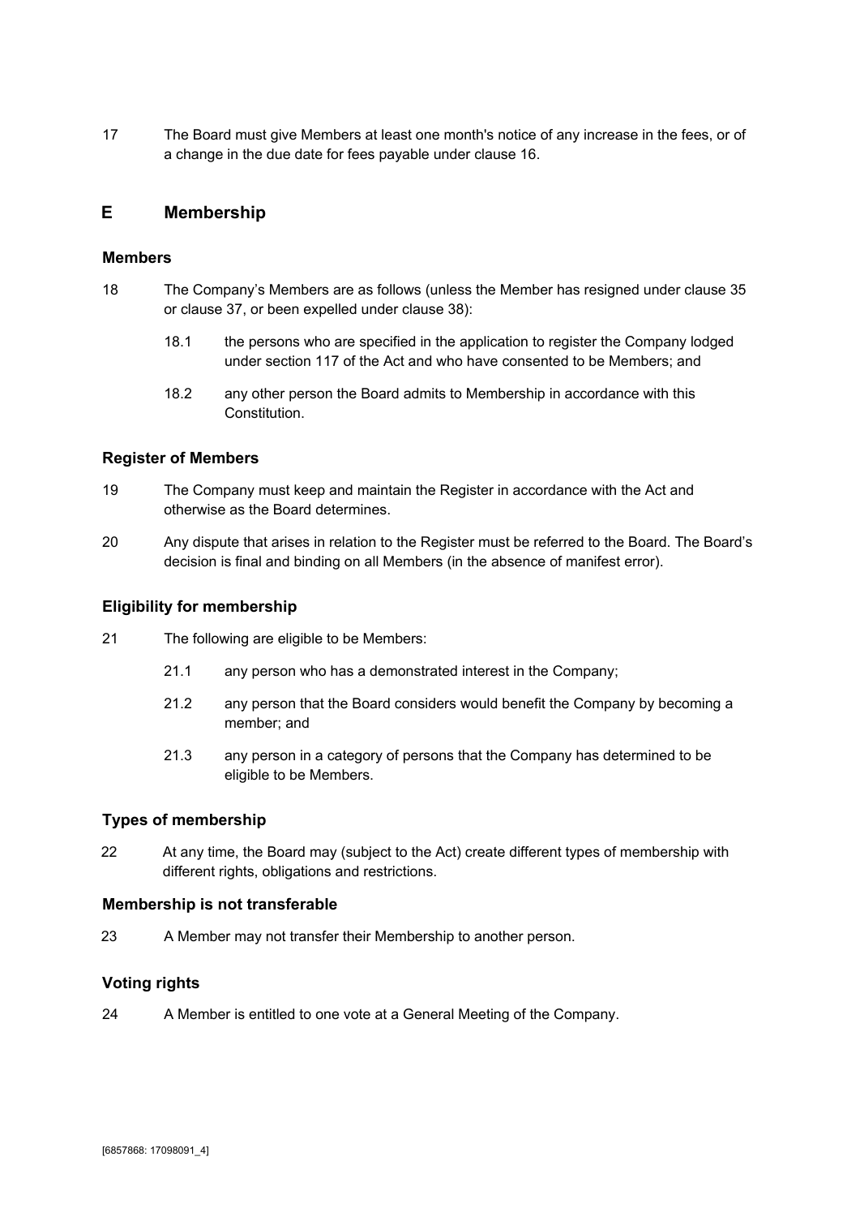17 The Board must give Members at least one month's notice of any increase in the fees, or of a change in the due date for fees payable under clause 16.

## E Membership

### Members

18 The Company's Members are as follows (unless the Member has resigned under clause 35 or clause 37, or been expelled under clause 38):

18.1 the persons who are specified in the application to register the Company lodged under section 117 of the Act and who have consented to be Members; and

18.2 any other person the Board admits to Membership in accordance with this Constitution.

### Register of Members

19 The Company must keep and maintain the Register in accordance with the Act and otherwise as the Board determines.

20 Any dispute that arises in relation to the Register must be referred to the Board. The Board's decision is final and binding on all Members (in the absence of manifest error).

### Eligibility for membership

21 The following are eligible to be Members:

21.1 any person who has a demonstrated interest in the Company;

21.2 any person that the Board considers would benefit the Company by becoming a member; and

21.3 any person in a category of persons that the Company has determined to be eligible to be Members.

### Types of membership

22 At any time, the Board may (subject to the Act) create different types of membership with different rights, obligations and restrictions.

### Membership is not transferable

23 A Member may not transfer their Membership to another person.

### Voting rights

24 A Member is entitled to one vote at a General Meeting of the Company.

[6857868: 17098091_4]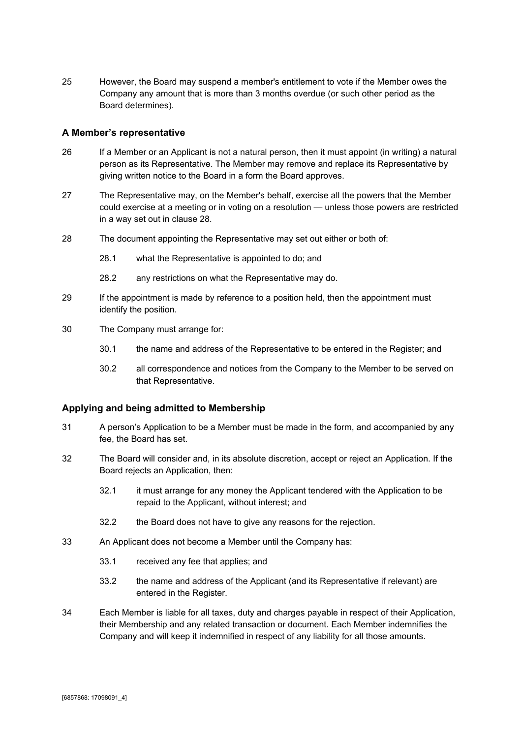25 However, the Board may suspend a member's entitlement to vote if the Member owes the Company any amount that is more than 3 months overdue (or such other period as the Board determines).

### A Member's representative

26 If a Member or an Applicant is not a natural person, then it must appoint (in writing) a natural person as its Representative. The Member may remove and replace its Representative by giving written notice to the Board in a form the Board approves.

27 The Representative may, on the Member's behalf, exercise all the powers that the Member could exercise at a meeting or in voting on a resolution — unless those powers are restricted in a way set out in clause 28.

28 The document appointing the Representative may set out either or both of:

28.1 what the Representative is appointed to do; and

28.2 any restrictions on what the Representative may do.

29 If the appointment is made by reference to a position held, then the appointment must identify the position.

30 The Company must arrange for:

30.1 the name and address of the Representative to be entered in the Register; and

30.2 all correspondence and notices from the Company to the Member to be served on that Representative.

### Applying and being admitted to Membership

31 A person's Application to be a Member must be made in the form, and accompanied by any fee, the Board has set.

32 The Board will consider and, in its absolute discretion, accept or reject an Application. If the Board rejects an Application, then:

32.1 it must arrange for any money the Applicant tendered with the Application to be repaid to the Applicant, without interest; and

32.2 the Board does not have to give any reasons for the rejection.

33 An Applicant does not become a Member until the Company has:

33.1 received any fee that applies; and

33.2 the name and address of the Applicant (and its Representative if relevant) are entered in the Register.

34 Each Member is liable for all taxes, duty and charges payable in respect of their Application, their Membership and any related transaction or document. Each Member indemnifies the Company and will keep it indemnified in respect of any liability for all those amounts.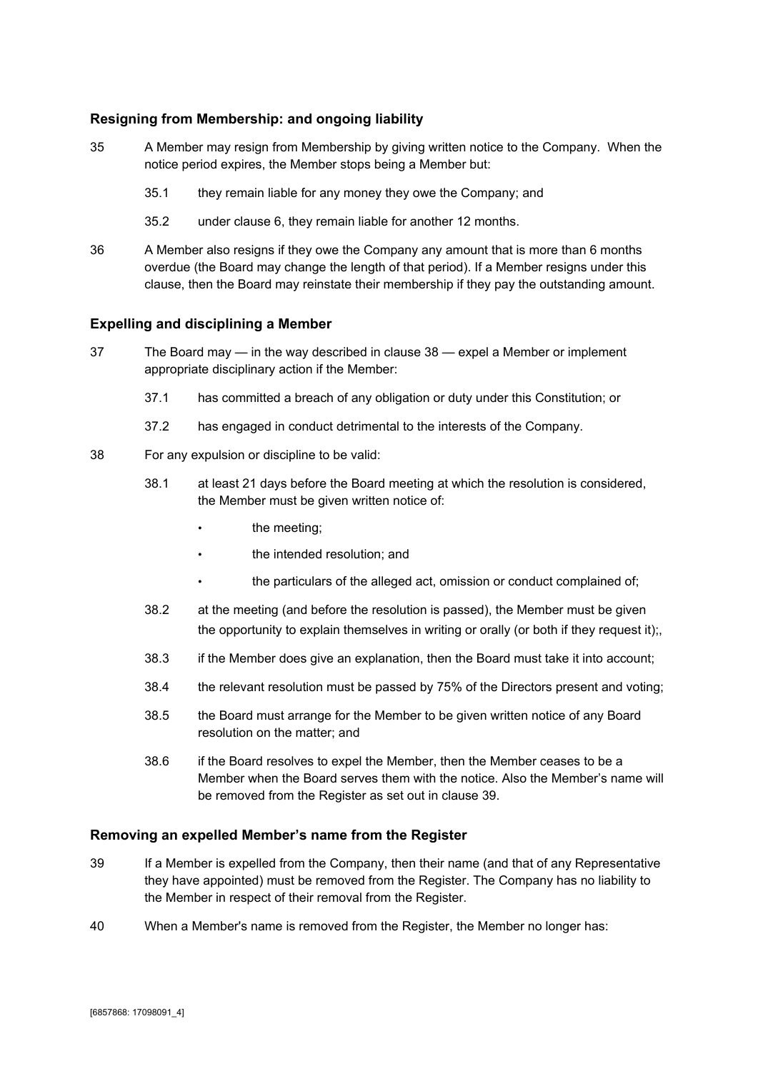### Resigning from Membership: and ongoing liability

35 A Member may resign from Membership by giving written notice to the Company. When the notice period expires, the Member stops being a Member but:

- 35.1 they remain liable for any money they owe the Company; and
- 35.2 under clause 6, they remain liable for another 12 months.

36 A Member also resigns if they owe the Company any amount that is more than 6 months overdue (the Board may change the length of that period). If a Member resigns under this clause, then the Board may reinstate their membership if they pay the outstanding amount.

### Expelling and disciplining a Member

37 The Board may — in the way described in clause 38 — expel a Member or implement appropriate disciplinary action if the Member:

- 37.1 has committed a breach of any obligation or duty under this Constitution; or
- 37.2 has engaged in conduct detrimental to the interests of the Company.

38 For any expulsion or discipline to be valid:

- 38.1 at least 21 days before the Board meeting at which the resolution is considered, the Member must be given written notice of:
  - the meeting;
  - the intended resolution; and
  - the particulars of the alleged act, omission or conduct complained of;
- 38.2 at the meeting (and before the resolution is passed), the Member must be given the opportunity to explain themselves in writing or orally (or both if they request it);,
- 38.3 if the Member does give an explanation, then the Board must take it into account;
- 38.4 the relevant resolution must be passed by 75% of the Directors present and voting;
- 38.5 the Board must arrange for the Member to be given written notice of any Board resolution on the matter; and
- 38.6 if the Board resolves to expel the Member, then the Member ceases to be a Member when the Board serves them with the notice. Also the Member's name will be removed from the Register as set out in clause 39.

### Removing an expelled Member's name from the Register

39 If a Member is expelled from the Company, then their name (and that of any Representative they have appointed) must be removed from the Register. The Company has no liability to the Member in respect of their removal from the Register.

40 When a Member's name is removed from the Register, the Member no longer has: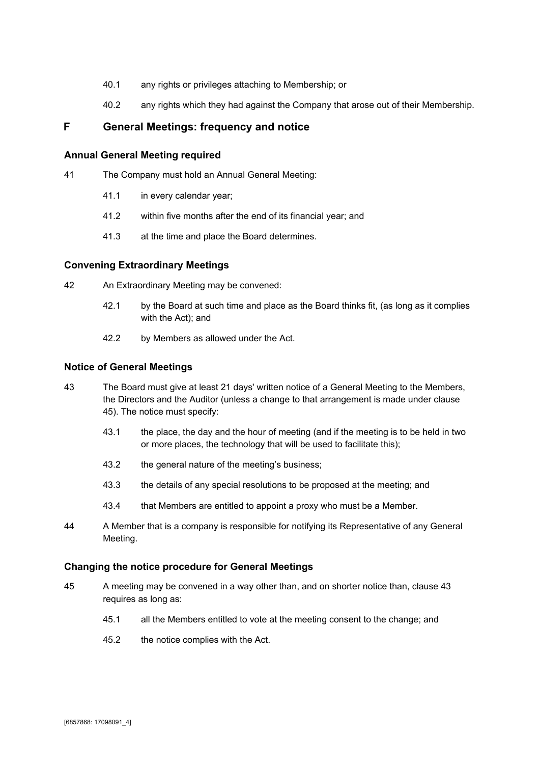40.1 any rights or privileges attaching to Membership; or

40.2 any rights which they had against the Company that arose out of their Membership.

## F General Meetings: frequency and notice

### Annual General Meeting required

41 The Company must hold an Annual General Meeting:

41.1 in every calendar year;

41.2 within five months after the end of its financial year; and

41.3 at the time and place the Board determines.

### Convening Extraordinary Meetings

42 An Extraordinary Meeting may be convened:

42.1 by the Board at such time and place as the Board thinks fit, (as long as it complies with the Act); and

42.2 by Members as allowed under the Act.

### Notice of General Meetings

43 The Board must give at least 21 days' written notice of a General Meeting to the Members, the Directors and the Auditor (unless a change to that arrangement is made under clause 45). The notice must specify:

43.1 the place, the day and the hour of meeting (and if the meeting is to be held in two or more places, the technology that will be used to facilitate this);

43.2 the general nature of the meeting's business;

43.3 the details of any special resolutions to be proposed at the meeting; and

43.4 that Members are entitled to appoint a proxy who must be a Member.

44 A Member that is a company is responsible for notifying its Representative of any General Meeting.

### Changing the notice procedure for General Meetings

45 A meeting may be convened in a way other than, and on shorter notice than, clause 43 requires as long as:

45.1 all the Members entitled to vote at the meeting consent to the change; and

45.2 the notice complies with the Act.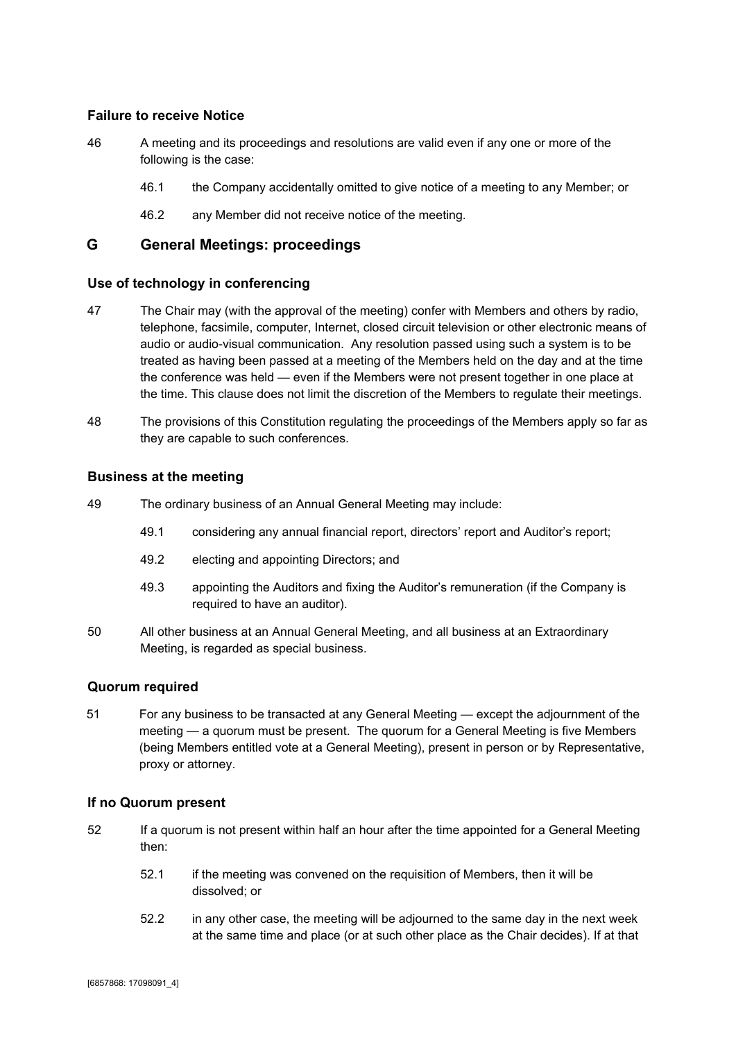### Failure to receive Notice

46 A meeting and its proceedings and resolutions are valid even if any one or more of the following is the case:

46.1 the Company accidentally omitted to give notice of a meeting to any Member; or

46.2 any Member did not receive notice of the meeting.

## G General Meetings: proceedings

### Use of technology in conferencing

47 The Chair may (with the approval of the meeting) confer with Members and others by radio, telephone, facsimile, computer, Internet, closed circuit television or other electronic means of audio or audio-visual communication. Any resolution passed using such a system is to be treated as having been passed at a meeting of the Members held on the day and at the time the conference was held — even if the Members were not present together in one place at the time. This clause does not limit the discretion of the Members to regulate their meetings.

48 The provisions of this Constitution regulating the proceedings of the Members apply so far as they are capable to such conferences.

### Business at the meeting

49 The ordinary business of an Annual General Meeting may include:

49.1 considering any annual financial report, directors' report and Auditor's report;

49.2 electing and appointing Directors; and

49.3 appointing the Auditors and fixing the Auditor's remuneration (if the Company is required to have an auditor).

50 All other business at an Annual General Meeting, and all business at an Extraordinary Meeting, is regarded as special business.

### Quorum required

51 For any business to be transacted at any General Meeting — except the adjournment of the meeting — a quorum must be present. The quorum for a General Meeting is five Members (being Members entitled vote at a General Meeting), present in person or by Representative, proxy or attorney.

### If no Quorum present

52 If a quorum is not present within half an hour after the time appointed for a General Meeting then:

52.1 if the meeting was convened on the requisition of Members, then it will be dissolved; or

52.2 in any other case, the meeting will be adjourned to the same day in the next week at the same time and place (or at such other place as the Chair decides). If at that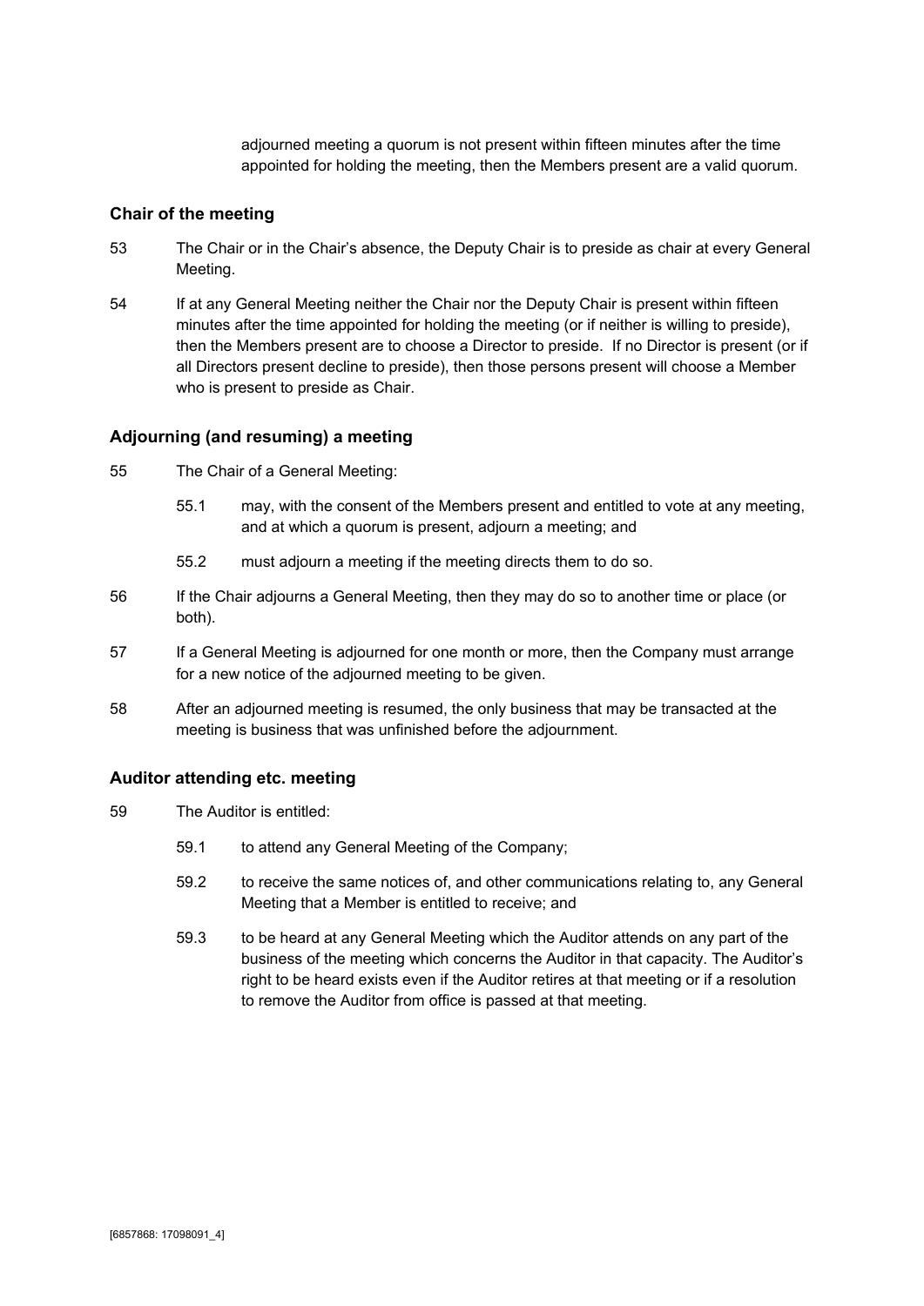adjourned meeting a quorum is not present within fifteen minutes after the time appointed for holding the meeting, then the Members present are a valid quorum.

## Chair of the meeting

53 The Chair or in the Chair's absence, the Deputy Chair is to preside as chair at every General Meeting.

54 If at any General Meeting neither the Chair nor the Deputy Chair is present within fifteen minutes after the time appointed for holding the meeting (or if neither is willing to preside), then the Members present are to choose a Director to preside. If no Director is present (or if all Directors present decline to preside), then those persons present will choose a Member who is present to preside as Chair.

## Adjourning (and resuming) a meeting

55 The Chair of a General Meeting:

55.1 may, with the consent of the Members present and entitled to vote at any meeting, and at which a quorum is present, adjourn a meeting; and

55.2 must adjourn a meeting if the meeting directs them to do so.

56 If the Chair adjourns a General Meeting, then they may do so to another time or place (or both).

57 If a General Meeting is adjourned for one month or more, then the Company must arrange for a new notice of the adjourned meeting to be given.

58 After an adjourned meeting is resumed, the only business that may be transacted at the meeting is business that was unfinished before the adjournment.

## Auditor attending etc. meeting

59 The Auditor is entitled:

59.1 to attend any General Meeting of the Company;

59.2 to receive the same notices of, and other communications relating to, any General Meeting that a Member is entitled to receive; and

59.3 to be heard at any General Meeting which the Auditor attends on any part of the business of the meeting which concerns the Auditor in that capacity. The Auditor's right to be heard exists even if the Auditor retires at that meeting or if a resolution to remove the Auditor from office is passed at that meeting.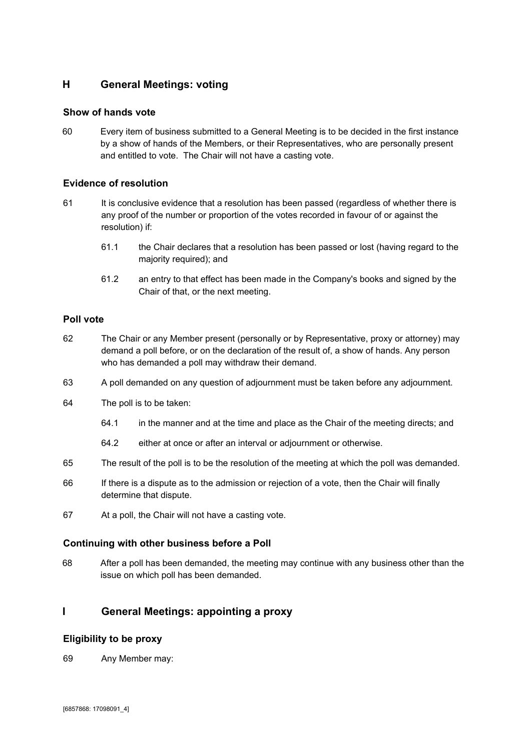## H General Meetings: voting

### Show of hands vote

60 Every item of business submitted to a General Meeting is to be decided in the first instance by a show of hands of the Members, or their Representatives, who are personally present and entitled to vote. The Chair will not have a casting vote.

### Evidence of resolution

61 It is conclusive evidence that a resolution has been passed (regardless of whether there is any proof of the number or proportion of the votes recorded in favour of or against the resolution) if:

61.1 the Chair declares that a resolution has been passed or lost (having regard to the majority required); and

61.2 an entry to that effect has been made in the Company's books and signed by the Chair of that, or the next meeting.

### Poll vote

62 The Chair or any Member present (personally or by Representative, proxy or attorney) may demand a poll before, or on the declaration of the result of, a show of hands. Any person who has demanded a poll may withdraw their demand.

63 A poll demanded on any question of adjournment must be taken before any adjournment.

64 The poll is to be taken:

64.1 in the manner and at the time and place as the Chair of the meeting directs; and

64.2 either at once or after an interval or adjournment or otherwise.

65 The result of the poll is to be the resolution of the meeting at which the poll was demanded.

66 If there is a dispute as to the admission or rejection of a vote, then the Chair will finally determine that dispute.

67 At a poll, the Chair will not have a casting vote.

### Continuing with other business before a Poll

68 After a poll has been demanded, the meeting may continue with any business other than the issue on which poll has been demanded.

## I General Meetings: appointing a proxy

### Eligibility to be proxy

69 Any Member may: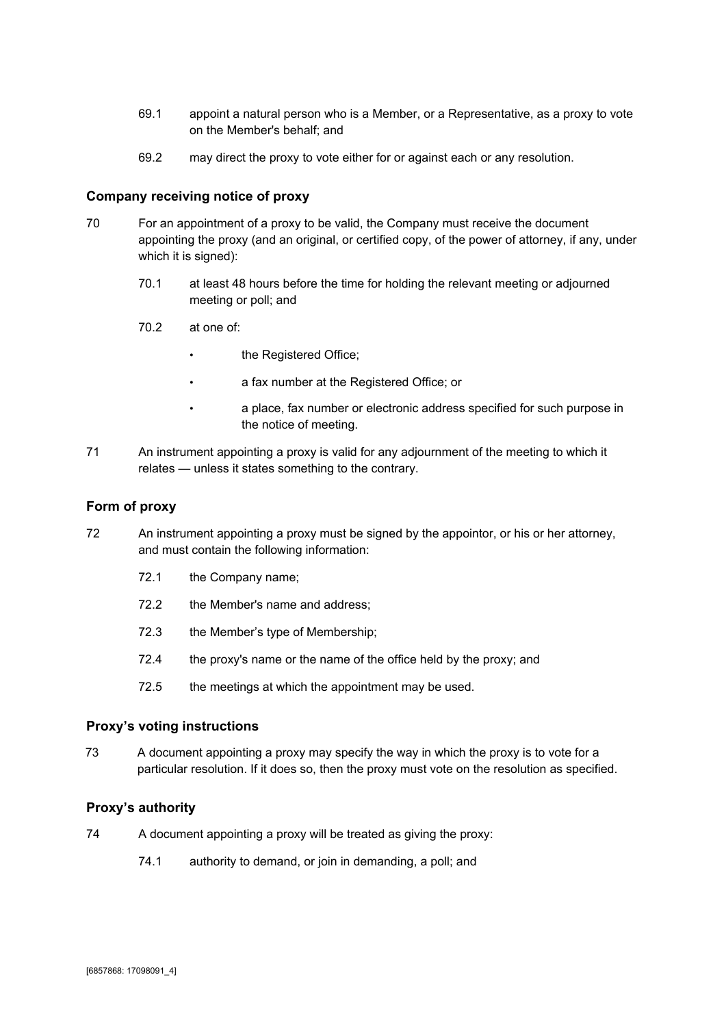69.1 appoint a natural person who is a Member, or a Representative, as a proxy to vote on the Member's behalf; and

69.2 may direct the proxy to vote either for or against each or any resolution.

### Company receiving notice of proxy

70 For an appointment of a proxy to be valid, the Company must receive the document appointing the proxy (and an original, or certified copy, of the power of attorney, if any, under which it is signed):

70.1 at least 48 hours before the time for holding the relevant meeting or adjourned meeting or poll; and

70.2 at one of:

- the Registered Office;
- a fax number at the Registered Office; or
- a place, fax number or electronic address specified for such purpose in the notice of meeting.

71 An instrument appointing a proxy is valid for any adjournment of the meeting to which it relates — unless it states something to the contrary.

### Form of proxy

72 An instrument appointing a proxy must be signed by the appointor, or his or her attorney, and must contain the following information:

72.1 the Company name;

72.2 the Member's name and address;

72.3 the Member's type of Membership;

72.4 the proxy's name or the name of the office held by the proxy; and

72.5 the meetings at which the appointment may be used.

### Proxy's voting instructions

73 A document appointing a proxy may specify the way in which the proxy is to vote for a particular resolution. If it does so, then the proxy must vote on the resolution as specified.

### Proxy's authority

74 A document appointing a proxy will be treated as giving the proxy:

74.1 authority to demand, or join in demanding, a poll; and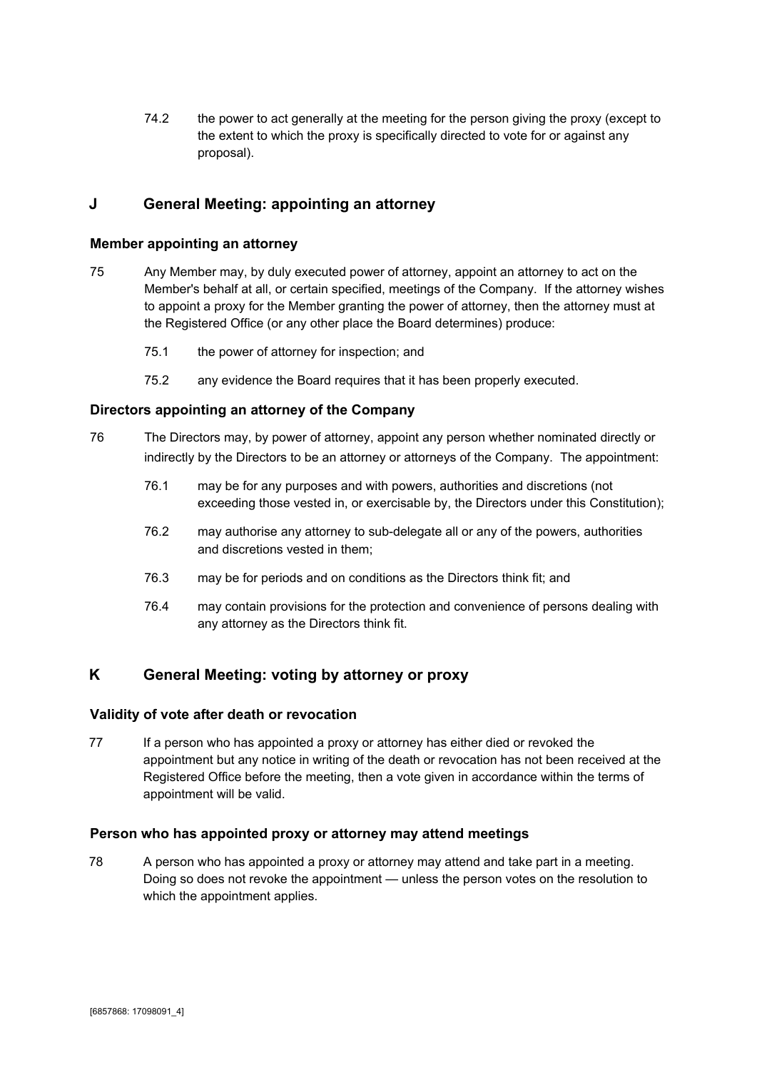74.2 the power to act generally at the meeting for the person giving the proxy (except to the extent to which the proxy is specifically directed to vote for or against any proposal).

## J General Meeting: appointing an attorney

### Member appointing an attorney

75 Any Member may, by duly executed power of attorney, appoint an attorney to act on the Member's behalf at all, or certain specified, meetings of the Company. If the attorney wishes to appoint a proxy for the Member granting the power of attorney, then the attorney must at the Registered Office (or any other place the Board determines) produce:

75.1 the power of attorney for inspection; and

75.2 any evidence the Board requires that it has been properly executed.

### Directors appointing an attorney of the Company

76 The Directors may, by power of attorney, appoint any person whether nominated directly or indirectly by the Directors to be an attorney or attorneys of the Company. The appointment:

76.1 may be for any purposes and with powers, authorities and discretions (not exceeding those vested in, or exercisable by, the Directors under this Constitution);

76.2 may authorise any attorney to sub-delegate all or any of the powers, authorities and discretions vested in them;

76.3 may be for periods and on conditions as the Directors think fit; and

76.4 may contain provisions for the protection and convenience of persons dealing with any attorney as the Directors think fit.

## K General Meeting: voting by attorney or proxy

### Validity of vote after death or revocation

77 If a person who has appointed a proxy or attorney has either died or revoked the appointment but any notice in writing of the death or revocation has not been received at the Registered Office before the meeting, then a vote given in accordance within the terms of appointment will be valid.

### Person who has appointed proxy or attorney may attend meetings

78 A person who has appointed a proxy or attorney may attend and take part in a meeting. Doing so does not revoke the appointment — unless the person votes on the resolution to which the appointment applies.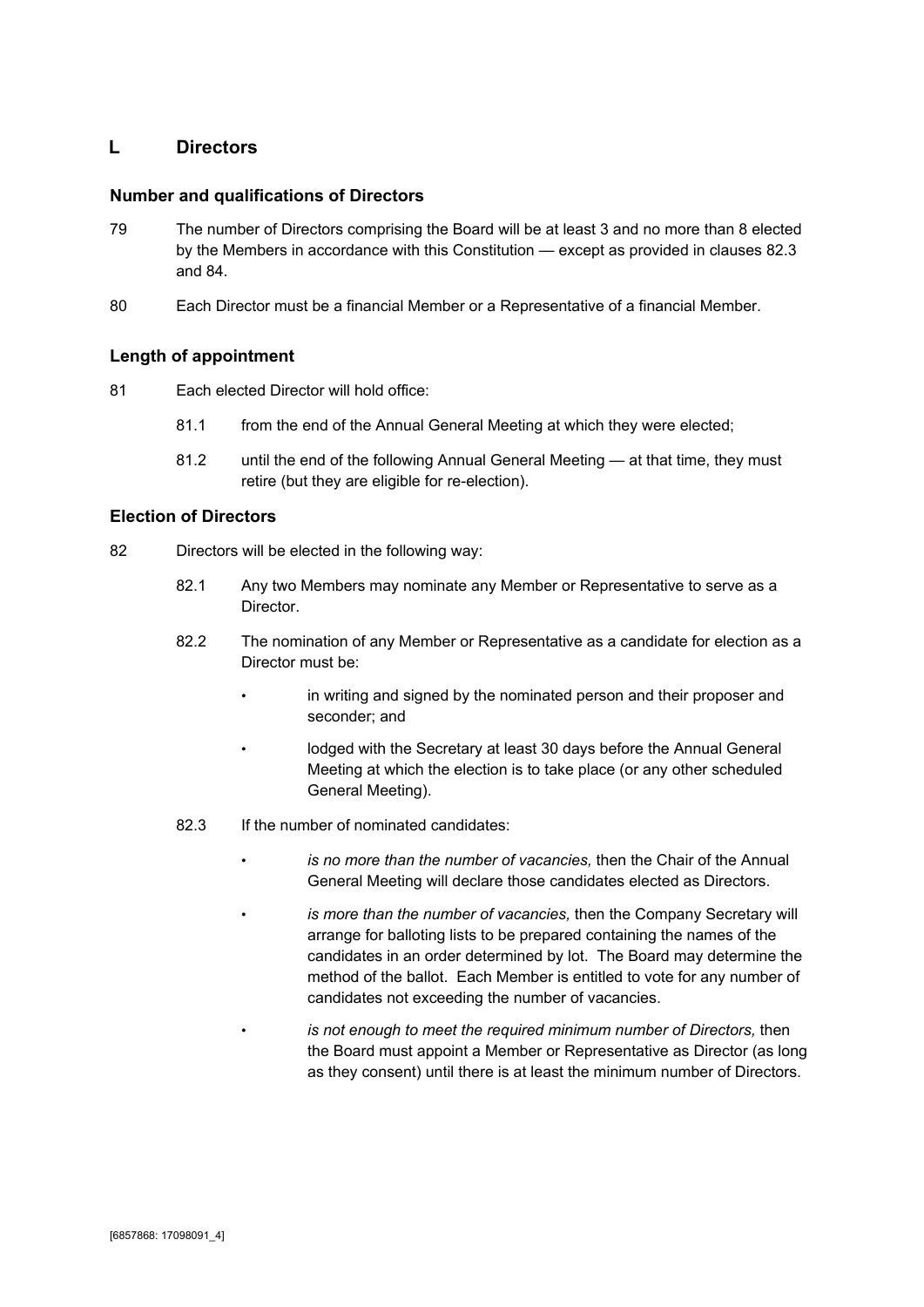## L Directors

### Number and qualifications of Directors

79 The number of Directors comprising the Board will be at least 3 and no more than 8 elected by the Members in accordance with this Constitution — except as provided in clauses 82.3 and 84.

80 Each Director must be a financial Member or a Representative of a financial Member.

### Length of appointment

81 Each elected Director will hold office:

81.1 from the end of the Annual General Meeting at which they were elected;

81.2 until the end of the following Annual General Meeting — at that time, they must retire (but they are eligible for re-election).

### Election of Directors

82 Directors will be elected in the following way:

82.1 Any two Members may nominate any Member or Representative to serve as a Director.

82.2 The nomination of any Member or Representative as a candidate for election as a Director must be:

- in writing and signed by the nominated person and their proposer and seconder; and
- lodged with the Secretary at least 30 days before the Annual General Meeting at which the election is to take place (or any other scheduled General Meeting).

82.3 If the number of nominated candidates:

- *is no more than the number of vacancies,* then the Chair of the Annual General Meeting will declare those candidates elected as Directors.
- *is more than the number of vacancies,* then the Company Secretary will arrange for balloting lists to be prepared containing the names of the candidates in an order determined by lot. The Board may determine the method of the ballot. Each Member is entitled to vote for any number of candidates not exceeding the number of vacancies.
- *is not enough to meet the required minimum number of Directors,* then the Board must appoint a Member or Representative as Director (as long as they consent) until there is at least the minimum number of Directors.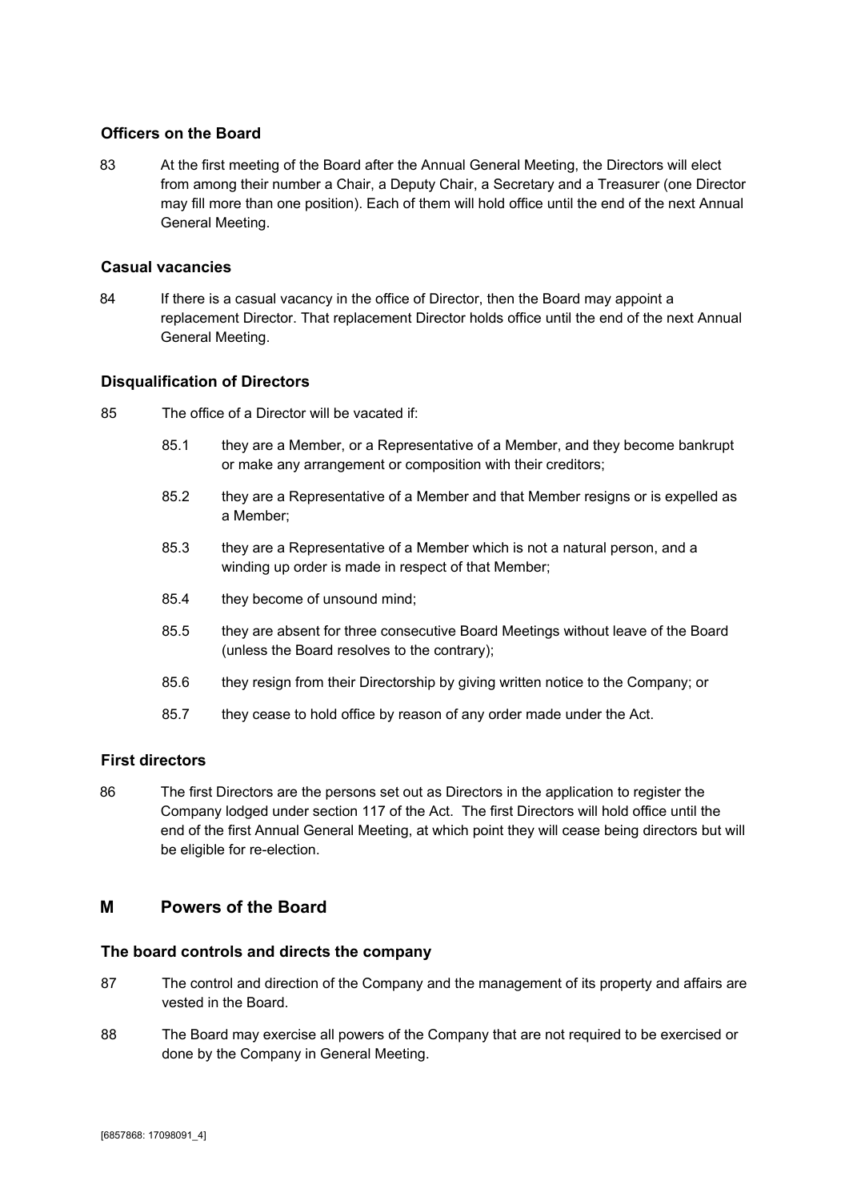### Officers on the Board

83 At the first meeting of the Board after the Annual General Meeting, the Directors will elect from among their number a Chair, a Deputy Chair, a Secretary and a Treasurer (one Director may fill more than one position). Each of them will hold office until the end of the next Annual General Meeting.

### Casual vacancies

84 If there is a casual vacancy in the office of Director, then the Board may appoint a replacement Director. That replacement Director holds office until the end of the next Annual General Meeting.

### Disqualification of Directors

85 The office of a Director will be vacated if:

85.1 they are a Member, or a Representative of a Member, and they become bankrupt or make any arrangement or composition with their creditors;

85.2 they are a Representative of a Member and that Member resigns or is expelled as a Member;

85.3 they are a Representative of a Member which is not a natural person, and a winding up order is made in respect of that Member;

85.4 they become of unsound mind;

85.5 they are absent for three consecutive Board Meetings without leave of the Board (unless the Board resolves to the contrary);

85.6 they resign from their Directorship by giving written notice to the Company; or

85.7 they cease to hold office by reason of any order made under the Act.

### First directors

86 The first Directors are the persons set out as Directors in the application to register the Company lodged under section 117 of the Act. The first Directors will hold office until the end of the first Annual General Meeting, at which point they will cease being directors but will be eligible for re-election.

## M Powers of the Board

### The board controls and directs the company

87 The control and direction of the Company and the management of its property and affairs are vested in the Board.

88 The Board may exercise all powers of the Company that are not required to be exercised or done by the Company in General Meeting.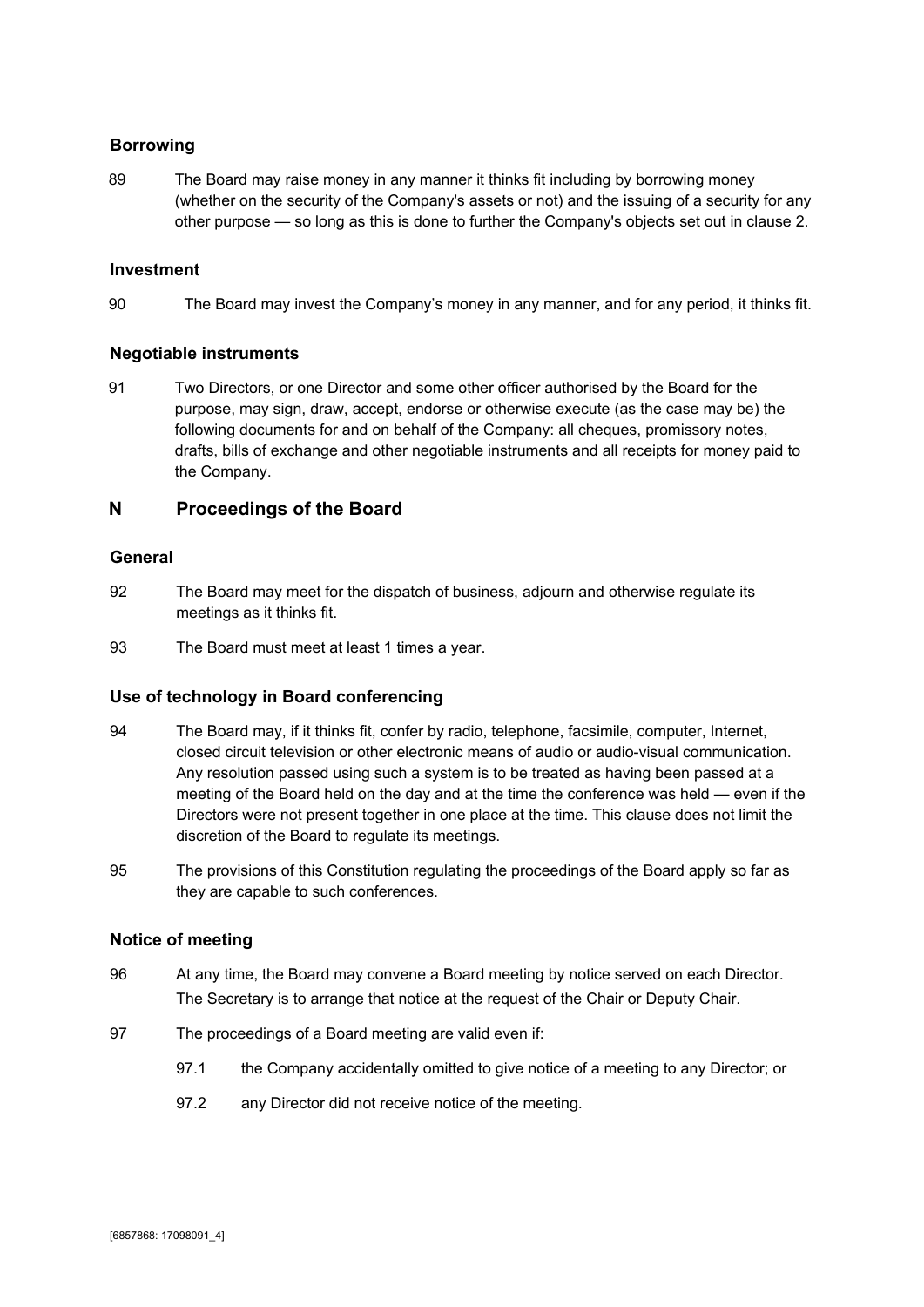### Borrowing

89 The Board may raise money in any manner it thinks fit including by borrowing money (whether on the security of the Company's assets or not) and the issuing of a security for any other purpose — so long as this is done to further the Company's objects set out in clause 2.

### Investment

90 The Board may invest the Company's money in any manner, and for any period, it thinks fit.

### Negotiable instruments

91 Two Directors, or one Director and some other officer authorised by the Board for the purpose, may sign, draw, accept, endorse or otherwise execute (as the case may be) the following documents for and on behalf of the Company: all cheques, promissory notes, drafts, bills of exchange and other negotiable instruments and all receipts for money paid to the Company.

## N Proceedings of the Board

### General

92 The Board may meet for the dispatch of business, adjourn and otherwise regulate its meetings as it thinks fit.

93 The Board must meet at least 1 times a year.

### Use of technology in Board conferencing

94 The Board may, if it thinks fit, confer by radio, telephone, facsimile, computer, Internet, closed circuit television or other electronic means of audio or audio-visual communication. Any resolution passed using such a system is to be treated as having been passed at a meeting of the Board held on the day and at the time the conference was held — even if the Directors were not present together in one place at the time. This clause does not limit the discretion of the Board to regulate its meetings.

95 The provisions of this Constitution regulating the proceedings of the Board apply so far as they are capable to such conferences.

### Notice of meeting

96 At any time, the Board may convene a Board meeting by notice served on each Director. The Secretary is to arrange that notice at the request of the Chair or Deputy Chair.

97 The proceedings of a Board meeting are valid even if:

- 97.1 the Company accidentally omitted to give notice of a meeting to any Director; or
- 97.2 any Director did not receive notice of the meeting.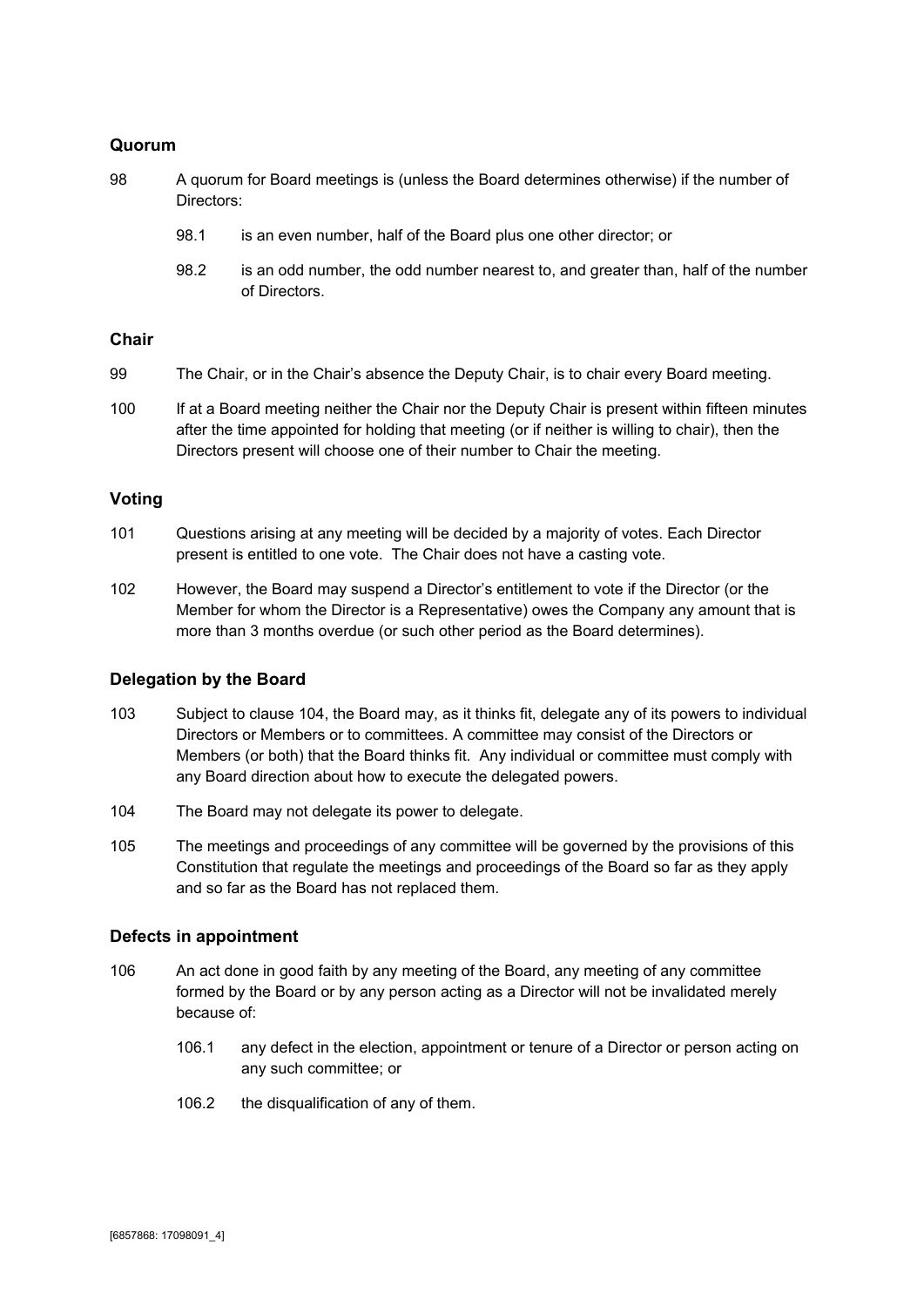### Quorum

98 A quorum for Board meetings is (unless the Board determines otherwise) if the number of Directors:

- 98.1 is an even number, half of the Board plus one other director; or
- 98.2 is an odd number, the odd number nearest to, and greater than, half of the number of Directors.

### Chair

99 The Chair, or in the Chair's absence the Deputy Chair, is to chair every Board meeting.

100 If at a Board meeting neither the Chair nor the Deputy Chair is present within fifteen minutes after the time appointed for holding that meeting (or if neither is willing to chair), then the Directors present will choose one of their number to Chair the meeting.

### Voting

101 Questions arising at any meeting will be decided by a majority of votes. Each Director present is entitled to one vote. The Chair does not have a casting vote.

102 However, the Board may suspend a Director's entitlement to vote if the Director (or the Member for whom the Director is a Representative) owes the Company any amount that is more than 3 months overdue (or such other period as the Board determines).

### Delegation by the Board

103 Subject to clause 104, the Board may, as it thinks fit, delegate any of its powers to individual Directors or Members or to committees. A committee may consist of the Directors or Members (or both) that the Board thinks fit. Any individual or committee must comply with any Board direction about how to execute the delegated powers.

104 The Board may not delegate its power to delegate.

105 The meetings and proceedings of any committee will be governed by the provisions of this Constitution that regulate the meetings and proceedings of the Board so far as they apply and so far as the Board has not replaced them.

### Defects in appointment

106 An act done in good faith by any meeting of the Board, any meeting of any committee formed by the Board or by any person acting as a Director will not be invalidated merely because of:

- 106.1 any defect in the election, appointment or tenure of a Director or person acting on any such committee; or
- 106.2 the disqualification of any of them.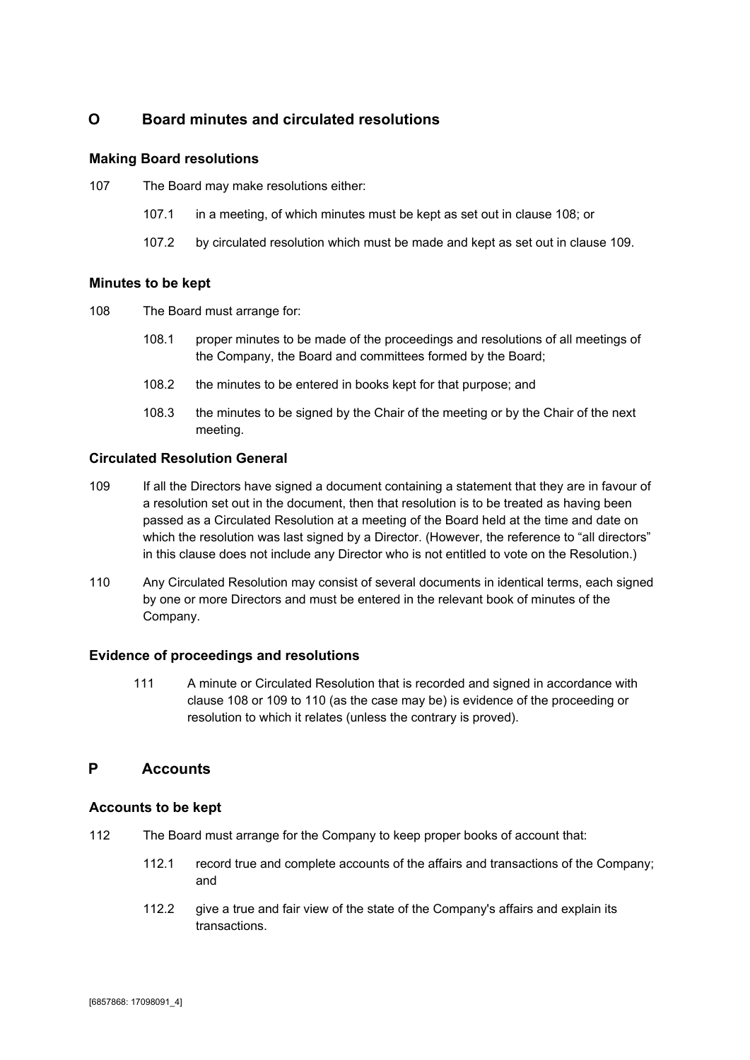## O Board minutes and circulated resolutions

### Making Board resolutions

107 The Board may make resolutions either:

107.1 in a meeting, of which minutes must be kept as set out in clause 108; or

107.2 by circulated resolution which must be made and kept as set out in clause 109.

### Minutes to be kept

108 The Board must arrange for:

108.1 proper minutes to be made of the proceedings and resolutions of all meetings of the Company, the Board and committees formed by the Board;

108.2 the minutes to be entered in books kept for that purpose; and

108.3 the minutes to be signed by the Chair of the meeting or by the Chair of the next meeting.

### Circulated Resolution General

109 If all the Directors have signed a document containing a statement that they are in favour of a resolution set out in the document, then that resolution is to be treated as having been passed as a Circulated Resolution at a meeting of the Board held at the time and date on which the resolution was last signed by a Director. (However, the reference to "all directors" in this clause does not include any Director who is not entitled to vote on the Resolution.)

110 Any Circulated Resolution may consist of several documents in identical terms, each signed by one or more Directors and must be entered in the relevant book of minutes of the Company.

### Evidence of proceedings and resolutions

111 A minute or Circulated Resolution that is recorded and signed in accordance with clause 108 or 109 to 110 (as the case may be) is evidence of the proceeding or resolution to which it relates (unless the contrary is proved).

## P Accounts

### Accounts to be kept

112 The Board must arrange for the Company to keep proper books of account that:

112.1 record true and complete accounts of the affairs and transactions of the Company; and

112.2 give a true and fair view of the state of the Company's affairs and explain its transactions.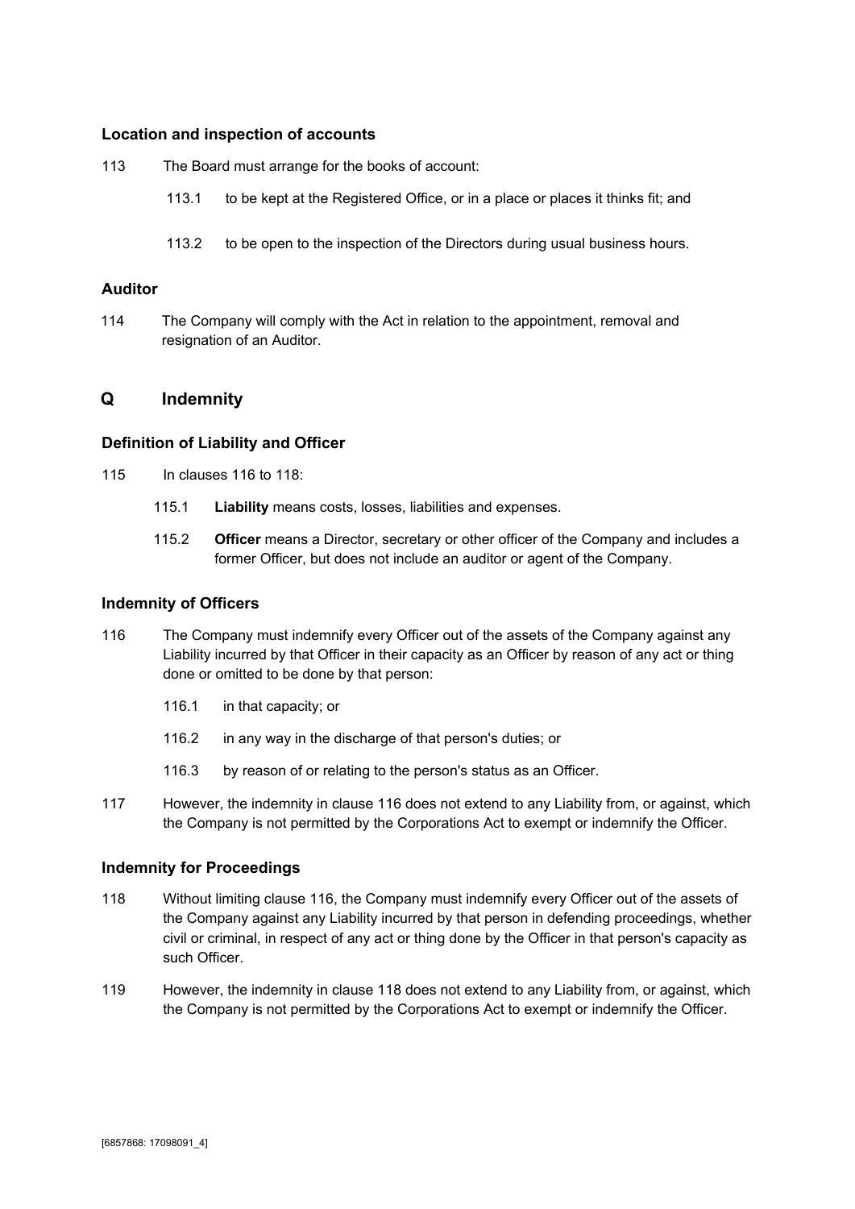### Location and inspection of accounts

113 The Board must arrange for the books of account:

113.1 to be kept at the Registered Office, or in a place or places it thinks fit; and

113.2 to be open to the inspection of the Directors during usual business hours.

### Auditor

114 The Company will comply with the Act in relation to the appointment, removal and resignation of an Auditor.

## Q Indemnity

### Definition of Liability and Officer

115 In clauses 116 to 118:

115.1 **Liability** means costs, losses, liabilities and expenses.

115.2 **Officer** means a Director, secretary or other officer of the Company and includes a former Officer, but does not include an auditor or agent of the Company.

### Indemnity of Officers

116 The Company must indemnify every Officer out of the assets of the Company against any Liability incurred by that Officer in their capacity as an Officer by reason of any act or thing done or omitted to be done by that person:

116.1 in that capacity; or

116.2 in any way in the discharge of that person's duties; or

116.3 by reason of or relating to the person's status as an Officer.

117 However, the indemnity in clause 116 does not extend to any Liability from, or against, which the Company is not permitted by the Corporations Act to exempt or indemnify the Officer.

### Indemnity for Proceedings

118 Without limiting clause 116, the Company must indemnify every Officer out of the assets of the Company against any Liability incurred by that person in defending proceedings, whether civil or criminal, in respect of any act or thing done by the Officer in that person's capacity as such Officer.

119 However, the indemnity in clause 118 does not extend to any Liability from, or against, which the Company is not permitted by the Corporations Act to exempt or indemnify the Officer.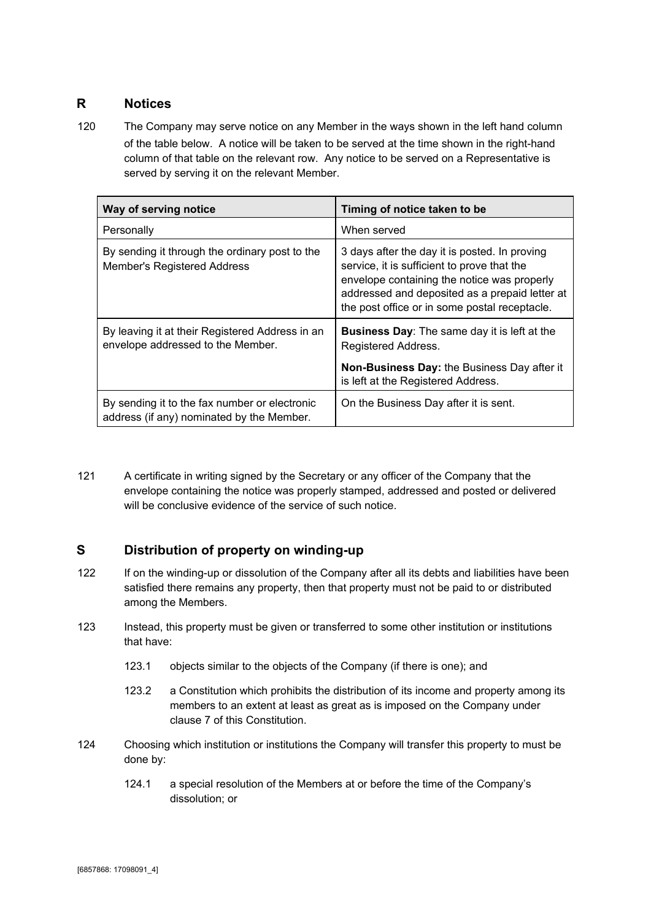## R Notices

120 The Company may serve notice on any Member in the ways shown in the left hand column of the table below. A notice will be taken to be served at the time shown in the right-hand column of that table on the relevant row. Any notice to be served on a Representative is served by serving it on the relevant Member.

| Way of serving notice | Timing of notice taken to be |
|---|---|
| Personally | When served |
| By sending it through the ordinary post to the Member's Registered Address | 3 days after the day it is posted. In proving service, it is sufficient to prove that the envelope containing the notice was properly addressed and deposited as a prepaid letter at the post office or in some postal receptacle. |
| By leaving it at their Registered Address in an envelope addressed to the Member. | **Business Day**: The same day it is left at the Registered Address. **Non-Business Day:** the Business Day after it is left at the Registered Address. |
| By sending it to the fax number or electronic address (if any) nominated by the Member. | On the Business Day after it is sent. |

121 A certificate in writing signed by the Secretary or any officer of the Company that the envelope containing the notice was properly stamped, addressed and posted or delivered will be conclusive evidence of the service of such notice.

## S Distribution of property on winding-up

122 If on the winding-up or dissolution of the Company after all its debts and liabilities have been satisfied there remains any property, then that property must not be paid to or distributed among the Members.

123 Instead, this property must be given or transferred to some other institution or institutions that have:

123.1 objects similar to the objects of the Company (if there is one); and

123.2 a Constitution which prohibits the distribution of its income and property among its members to an extent at least as great as is imposed on the Company under clause 7 of this Constitution.

124 Choosing which institution or institutions the Company will transfer this property to must be done by:

124.1 a special resolution of the Members at or before the time of the Company's dissolution; or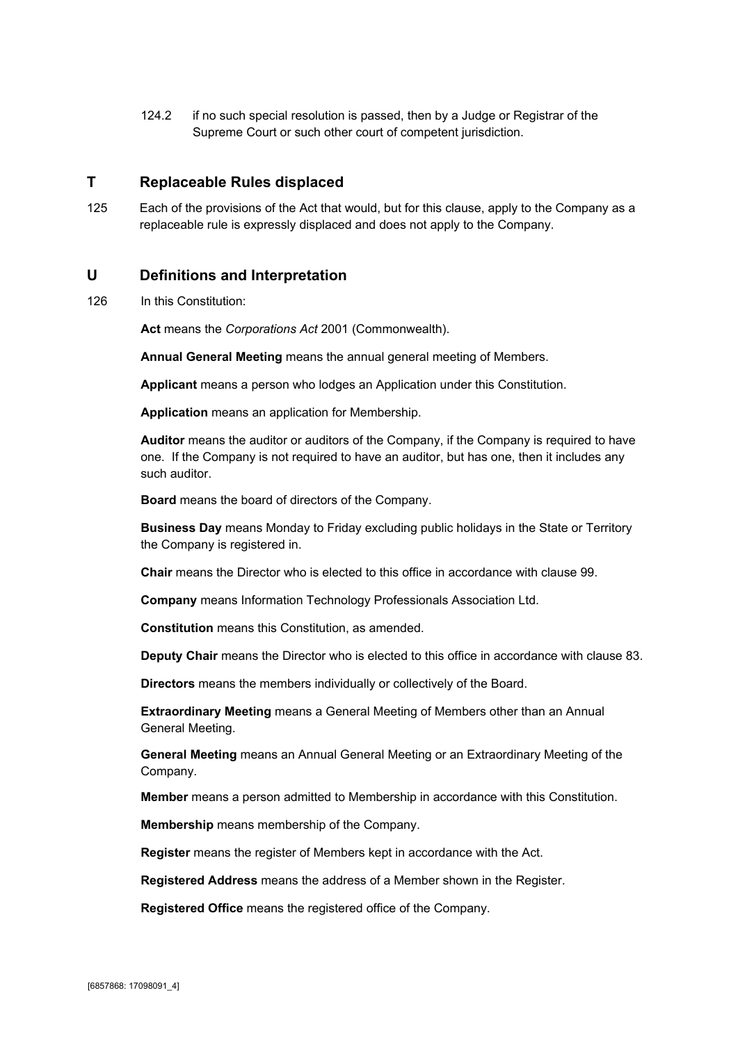124.2 if no such special resolution is passed, then by a Judge or Registrar of the Supreme Court or such other court of competent jurisdiction.

## T Replaceable Rules displaced

125 Each of the provisions of the Act that would, but for this clause, apply to the Company as a replaceable rule is expressly displaced and does not apply to the Company.

## U Definitions and Interpretation

126 In this Constitution:

**Act** means the *Corporations Act* 2001 (Commonwealth).

**Annual General Meeting** means the annual general meeting of Members.

**Applicant** means a person who lodges an Application under this Constitution.

**Application** means an application for Membership.

**Auditor** means the auditor or auditors of the Company, if the Company is required to have one. If the Company is not required to have an auditor, but has one, then it includes any such auditor.

**Board** means the board of directors of the Company.

**Business Day** means Monday to Friday excluding public holidays in the State or Territory the Company is registered in.

**Chair** means the Director who is elected to this office in accordance with clause 99.

**Company** means Information Technology Professionals Association Ltd.

**Constitution** means this Constitution, as amended.

**Deputy Chair** means the Director who is elected to this office in accordance with clause 83.

**Directors** means the members individually or collectively of the Board.

**Extraordinary Meeting** means a General Meeting of Members other than an Annual General Meeting.

**General Meeting** means an Annual General Meeting or an Extraordinary Meeting of the Company.

**Member** means a person admitted to Membership in accordance with this Constitution.

**Membership** means membership of the Company.

**Register** means the register of Members kept in accordance with the Act.

**Registered Address** means the address of a Member shown in the Register.

**Registered Office** means the registered office of the Company.

[6857868: 17098091_4]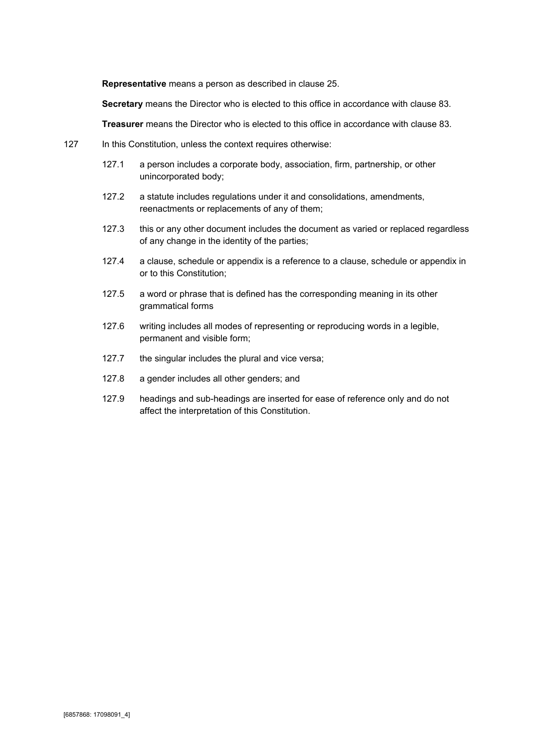**Representative** means a person as described in clause 25.

**Secretary** means the Director who is elected to this office in accordance with clause 83.

**Treasurer** means the Director who is elected to this office in accordance with clause 83.

127 In this Constitution, unless the context requires otherwise:

127.1 a person includes a corporate body, association, firm, partnership, or other unincorporated body;

127.2 a statute includes regulations under it and consolidations, amendments, reenactments or replacements of any of them;

127.3 this or any other document includes the document as varied or replaced regardless of any change in the identity of the parties;

127.4 a clause, schedule or appendix is a reference to a clause, schedule or appendix in or to this Constitution;

127.5 a word or phrase that is defined has the corresponding meaning in its other grammatical forms

127.6 writing includes all modes of representing or reproducing words in a legible, permanent and visible form;

127.7 the singular includes the plural and vice versa;

127.8 a gender includes all other genders; and

127.9 headings and sub-headings are inserted for ease of reference only and do not affect the interpretation of this Constitution.

[6857868: 17098091_4]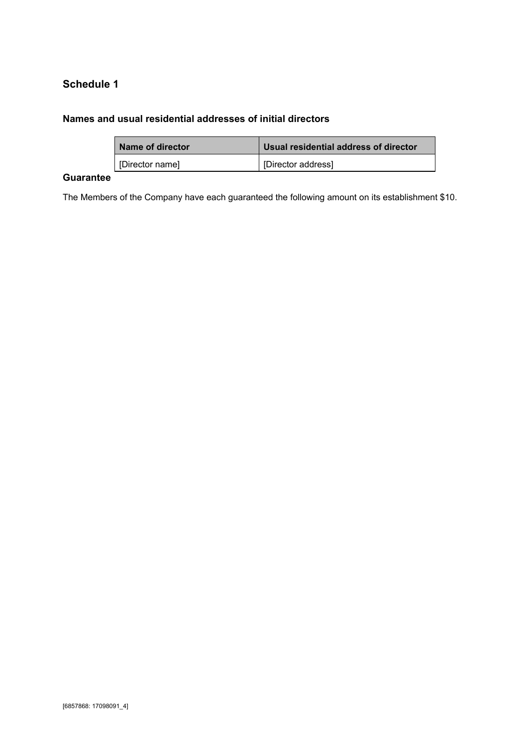## Schedule 1

### Names and usual residential addresses of initial directors

| Name of director | Usual residential address of director |
| --- | --- |
| [Director name] | [Director address] |

### Guarantee

The Members of the Company have each guaranteed the following amount on its establishment $10.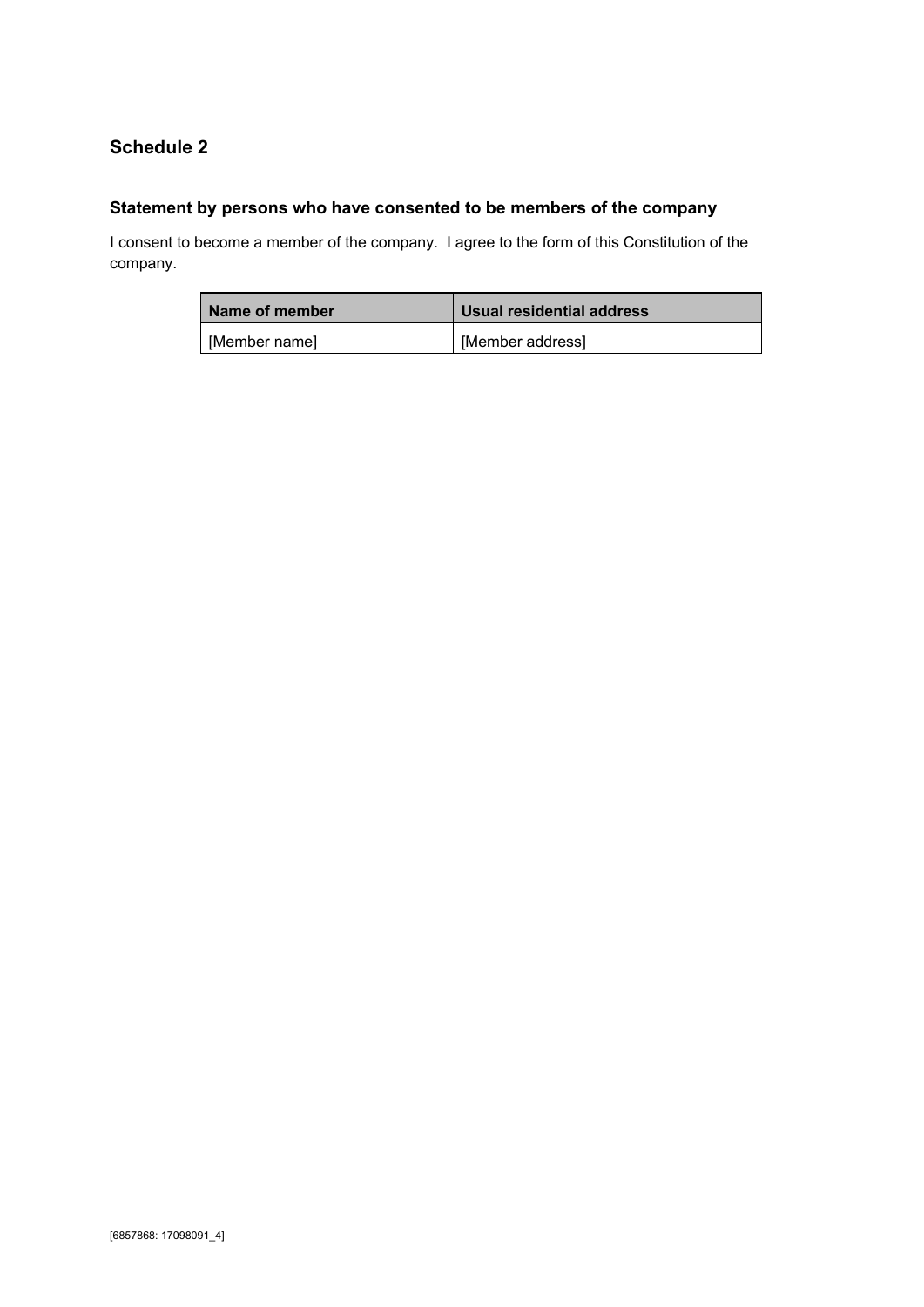## Schedule 2

### Statement by persons who have consented to be members of the company

I consent to become a member of the company. I agree to the form of this Constitution of the company.

| Name of member | Usual residential address |
| --- | --- |
| [Member name] | [Member address] |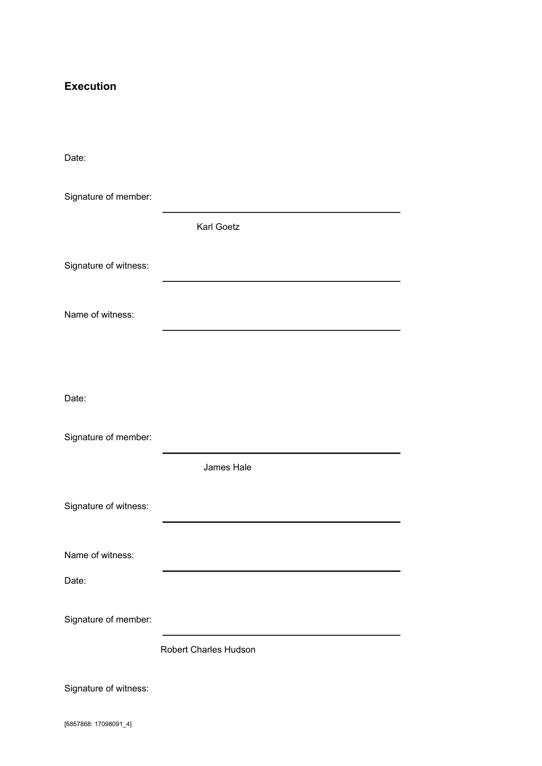## Execution

Date:

Signature of member: ______________________________

Karl Goetz

Signature of witness: ______________________________

Name of witness: ______________________________

Date:

Signature of member: ______________________________

James Hale

Signature of witness: ______________________________

Name of witness: ______________________________

Date:

Signature of member: ______________________________

Robert Charles Hudson

Signature of witness:

[6857868: 17098091_4]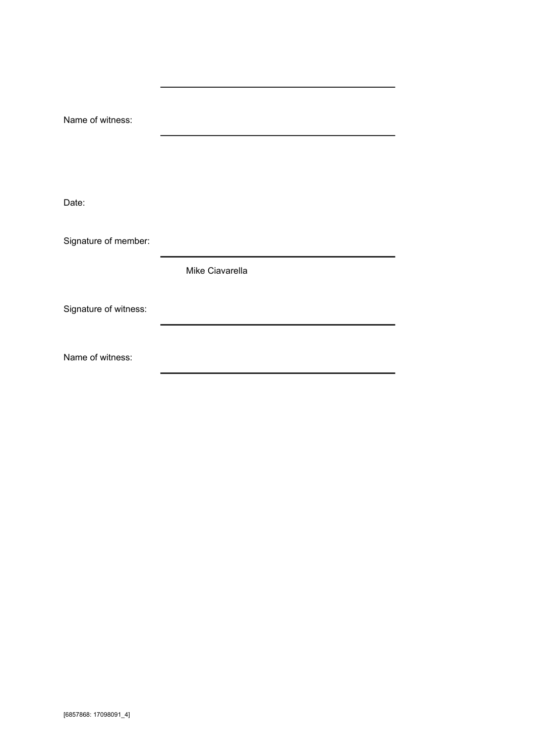Name of witness:

Date:

Signature of member:

Mike Ciavarella

Signature of witness:

Name of witness:

[6857868: 17098091_4]